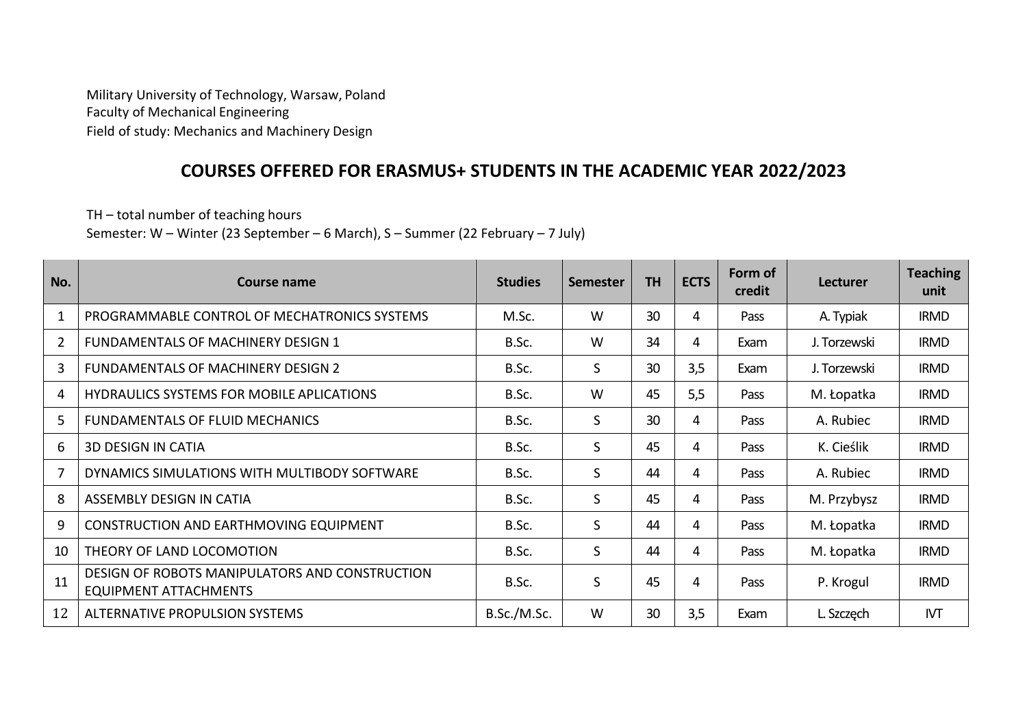Military University of Technology, Warsaw, Poland
Faculty of Mechanical Engineering
Field of study: Mechanics and Machinery Design

# COURSES OFFERED FOR ERASMUS+ STUDENTS IN THE ACADEMIC YEAR 2022/2023

TH – total number of teaching hours
Semester: W – Winter (23 September – 6 March), S – Summer (22 February – 7 July)

| No. | Course name | Studies | Semester | TH | ECTS | Form of credit | Lecturer | Teaching unit |
|---|---|---|---|---|---|---|---|---|
| 1 | PROGRAMMABLE CONTROL OF MECHATRONICS SYSTEMS | M.Sc. | W | 30 | 4 | Pass | A. Typiak | IRMD |
| 2 | FUNDAMENTALS OF MACHINERY DESIGN 1 | B.Sc. | W | 34 | 4 | Exam | J. Torzewski | IRMD |
| 3 | FUNDAMENTALS OF MACHINERY DESIGN 2 | B.Sc. | S | 30 | 3,5 | Exam | J. Torzewski | IRMD |
| 4 | HYDRAULICS SYSTEMS FOR MOBILE APLICATIONS | B.Sc. | W | 45 | 5,5 | Pass | M. Łopatka | IRMD |
| 5 | FUNDAMENTALS OF FLUID MECHANICS | B.Sc. | S | 30 | 4 | Pass | A. Rubiec | IRMD |
| 6 | 3D DESIGN IN CATIA | B.Sc. | S | 45 | 4 | Pass | K. Cieślik | IRMD |
| 7 | DYNAMICS SIMULATIONS WITH MULTIBODY SOFTWARE | B.Sc. | S | 44 | 4 | Pass | A. Rubiec | IRMD |
| 8 | ASSEMBLY DESIGN IN CATIA | B.Sc. | S | 45 | 4 | Pass | M. Przybysz | IRMD |
| 9 | CONSTRUCTION AND EARTHMOVING EQUIPMENT | B.Sc. | S | 44 | 4 | Pass | M. Łopatka | IRMD |
| 10 | THEORY OF LAND LOCOMOTION | B.Sc. | S | 44 | 4 | Pass | M. Łopatka | IRMD |
| 11 | DESIGN OF ROBOTS MANIPULATORS AND CONSTRUCTION EQUIPMENT ATTACHMENTS | B.Sc. | S | 45 | 4 | Pass | P. Krogul | IRMD |
| 12 | ALTERNATIVE PROPULSION SYSTEMS | B.Sc./M.Sc. | W | 30 | 3,5 | Exam | L. Szczęch | IVT |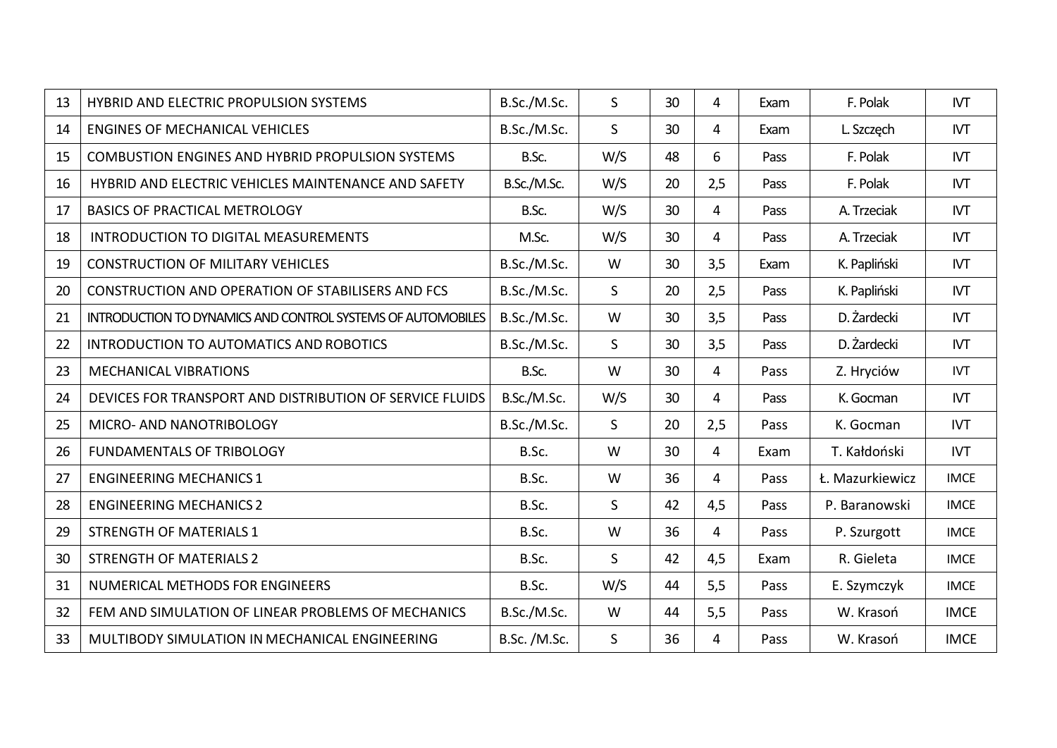| | | | | | | | | |
|---|---|---|---|---|---|---|---|---|
| 13 | HYBRID AND ELECTRIC PROPULSION SYSTEMS | B.Sc./M.Sc. | S | 30 | 4 | Exam | F. Polak | IVT |
| 14 | ENGINES OF MECHANICAL VEHICLES | B.Sc./M.Sc. | S | 30 | 4 | Exam | L. Szczęch | IVT |
| 15 | COMBUSTION ENGINES AND HYBRID PROPULSION SYSTEMS | B.Sc. | W/S | 48 | 6 | Pass | F. Polak | IVT |
| 16 | HYBRID AND ELECTRIC VEHICLES MAINTENANCE AND SAFETY | B.Sc./M.Sc. | W/S | 20 | 2,5 | Pass | F. Polak | IVT |
| 17 | BASICS OF PRACTICAL METROLOGY | B.Sc. | W/S | 30 | 4 | Pass | A. Trzeciak | IVT |
| 18 | INTRODUCTION TO DIGITAL MEASUREMENTS | M.Sc. | W/S | 30 | 4 | Pass | A. Trzeciak | IVT |
| 19 | CONSTRUCTION OF MILITARY VEHICLES | B.Sc./M.Sc. | W | 30 | 3,5 | Exam | K. Papliński | IVT |
| 20 | CONSTRUCTION AND OPERATION OF STABILISERS AND FCS | B.Sc./M.Sc. | S | 20 | 2,5 | Pass | K. Papliński | IVT |
| 21 | INTRODUCTION TO DYNAMICS AND CONTROL SYSTEMS OF AUTOMOBILES | B.Sc./M.Sc. | W | 30 | 3,5 | Pass | D. Żardecki | IVT |
| 22 | INTRODUCTION TO AUTOMATICS AND ROBOTICS | B.Sc./M.Sc. | S | 30 | 3,5 | Pass | D. Żardecki | IVT |
| 23 | MECHANICAL VIBRATIONS | B.Sc. | W | 30 | 4 | Pass | Z. Hryciów | IVT |
| 24 | DEVICES FOR TRANSPORT AND DISTRIBUTION OF SERVICE FLUIDS | B.Sc./M.Sc. | W/S | 30 | 4 | Pass | K. Gocman | IVT |
| 25 | MICRO- AND NANOTRIBOLOGY | B.Sc./M.Sc. | S | 20 | 2,5 | Pass | K. Gocman | IVT |
| 26 | FUNDAMENTALS OF TRIBOLOGY | B.Sc. | W | 30 | 4 | Exam | T. Kałdoński | IVT |
| 27 | ENGINEERING MECHANICS 1 | B.Sc. | W | 36 | 4 | Pass | Ł. Mazurkiewicz | IMCE |
| 28 | ENGINEERING MECHANICS 2 | B.Sc. | S | 42 | 4,5 | Pass | P. Baranowski | IMCE |
| 29 | STRENGTH OF MATERIALS 1 | B.Sc. | W | 36 | 4 | Pass | P. Szurgott | IMCE |
| 30 | STRENGTH OF MATERIALS 2 | B.Sc. | S | 42 | 4,5 | Exam | R. Gieleta | IMCE |
| 31 | NUMERICAL METHODS FOR ENGINEERS | B.Sc. | W/S | 44 | 5,5 | Pass | E. Szymczyk | IMCE |
| 32 | FEM AND SIMULATION OF LINEAR PROBLEMS OF MECHANICS | B.Sc./M.Sc. | W | 44 | 5,5 | Pass | W. Krasoń | IMCE |
| 33 | MULTIBODY SIMULATION IN MECHANICAL ENGINEERING | B.Sc. /M.Sc. | S | 36 | 4 | Pass | W. Krasoń | IMCE |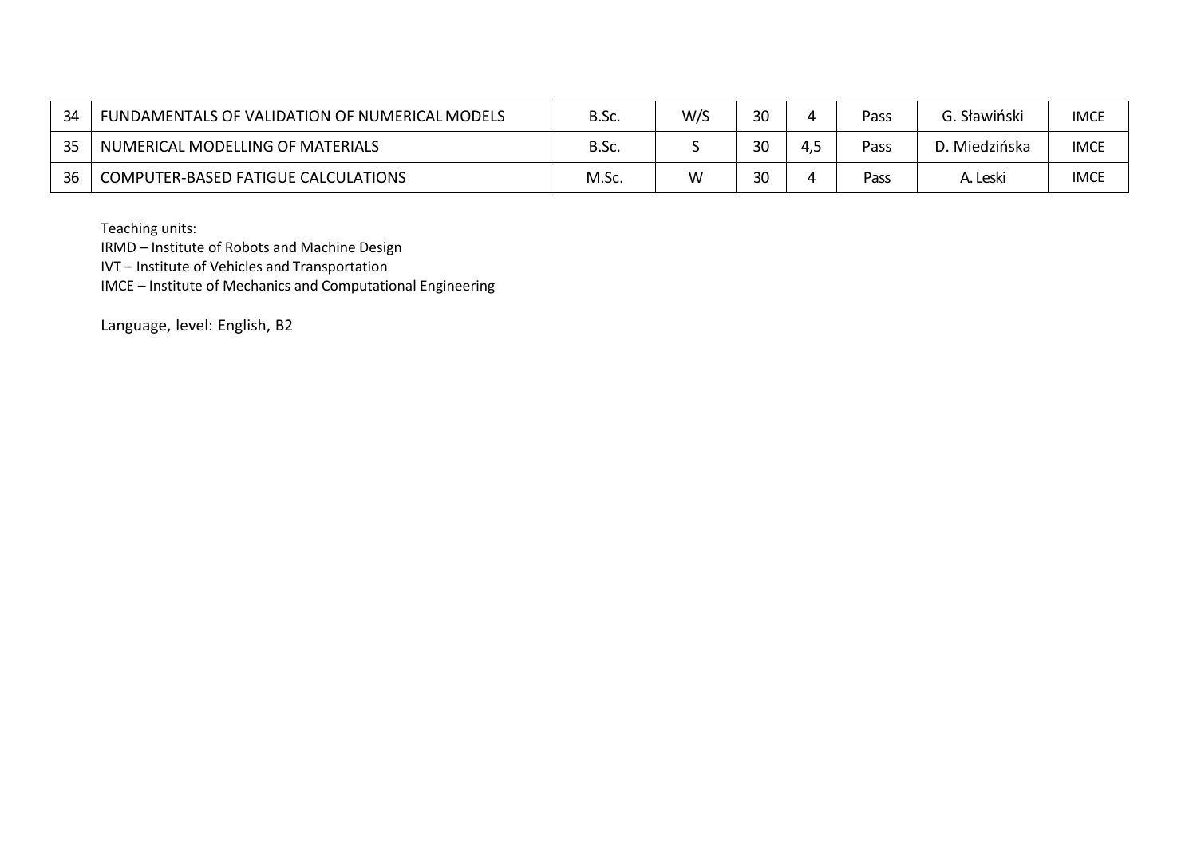| | | | | | | | | |
|---|---|---|---|---|---|---|---|---|
| 34 | FUNDAMENTALS OF VALIDATION OF NUMERICAL MODELS | B.Sc. | W/S | 30 | 4 | Pass | G. Sławiński | IMCE |
| 35 | NUMERICAL MODELLING OF MATERIALS | B.Sc. | S | 30 | 4,5 | Pass | D. Miedzińska | IMCE |
| 36 | COMPUTER-BASED FATIGUE CALCULATIONS | M.Sc. | W | 30 | 4 | Pass | A. Leski | IMCE |

Teaching units:
IRMD – Institute of Robots and Machine Design
IVT – Institute of Vehicles and Transportation
IMCE – Institute of Mechanics and Computational Engineering

Language, level: English, B2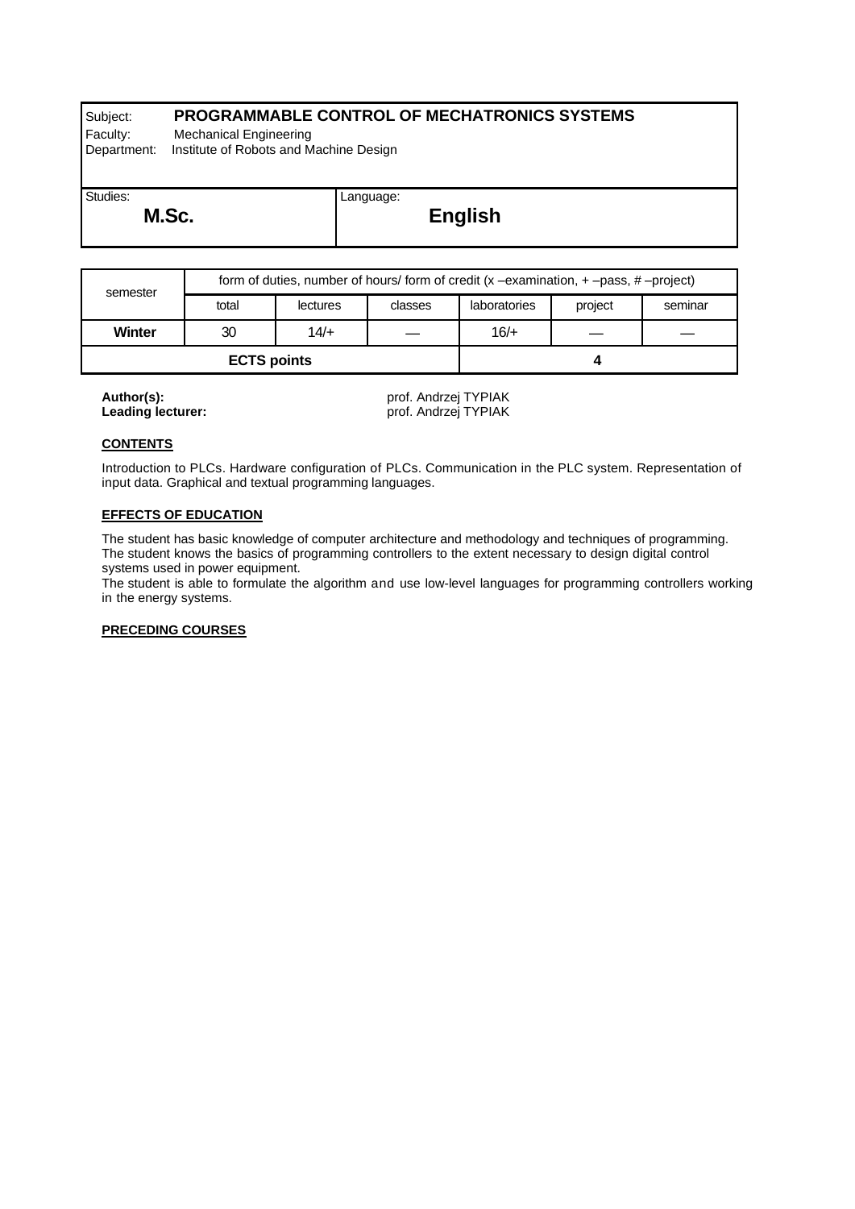Subject: **PROGRAMMABLE CONTROL OF MECHATRONICS SYSTEMS**
Faculty: Mechanical Engineering
Department: Institute of Robots and Machine Design

| Studies: | Language: |
|---|---|
| **M.Sc.** | **English** |

| semester | form of duties, number of hours/ form of credit (x –examination, + –pass, # –project) | | | | | |
|---|---|---|---|---|---|---|
| | total | lectures | classes | laboratories | project | seminar |
| **Winter** | 30 | 14/+ | — | 16/+ | — | — |
| **ECTS points** | | | | **4** | | |

**Author(s):** prof. Andrzej TYPIAK
**Leading lecturer:** prof. Andrzej TYPIAK

**CONTENTS**

Introduction to PLCs. Hardware configuration of PLCs. Communication in the PLC system. Representation of input data. Graphical and textual programming languages.

**EFFECTS OF EDUCATION**

The student has basic knowledge of computer architecture and methodology and techniques of programming. The student knows the basics of programming controllers to the extent necessary to design digital control systems used in power equipment.
The student is able to formulate the algorithm and use low-level languages for programming controllers working in the energy systems.

**PRECEDING COURSES**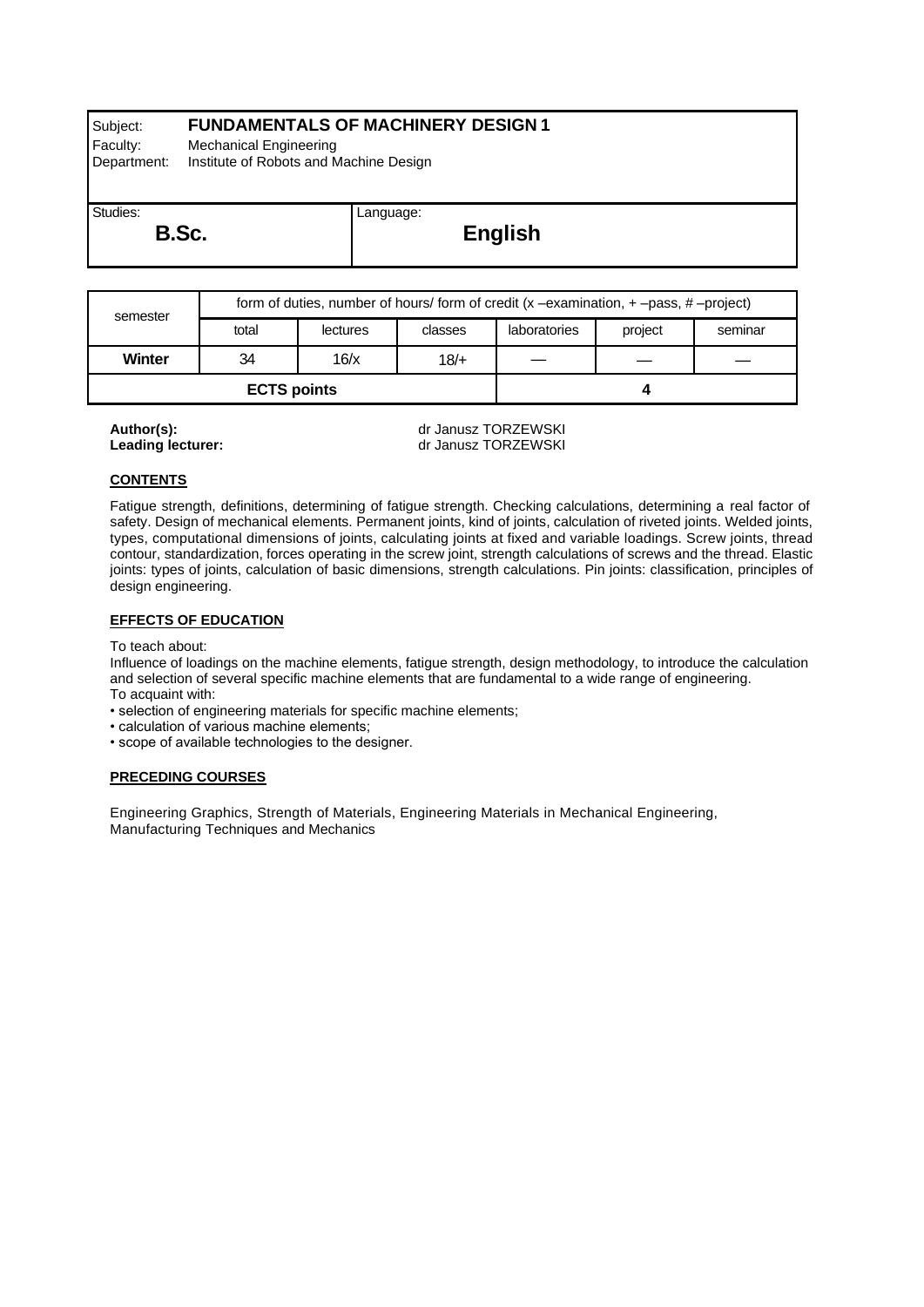| | |
|---|---|
| Subject: | **FUNDAMENTALS OF MACHINERY DESIGN 1** |
| Faculty: | Mechanical Engineering |
| Department: | Institute of Robots and Machine Design |

| | |
|---|---|
| Studies: **B.Sc.** | Language: **English** |

| semester | form of duties, number of hours/ form of credit (x –examination, + –pass, # –project) | | | | | |
|---|---|---|---|---|---|---|
| | total | lectures | classes | laboratories | project | seminar |
| **Winter** | 34 | 16/x | 18/+ | — | — | — |
| **ECTS points** | | | | **4** | | |

**Author(s):** dr Janusz TORZEWSKI
**Leading lecturer:** dr Janusz TORZEWSKI

**CONTENTS**

Fatigue strength, definitions, determining of fatigue strength. Checking calculations, determining a real factor of safety. Design of mechanical elements. Permanent joints, kind of joints, calculation of riveted joints. Welded joints, types, computational dimensions of joints, calculating joints at fixed and variable loadings. Screw joints, thread contour, standardization, forces operating in the screw joint, strength calculations of screws and the thread. Elastic joints: types of joints, calculation of basic dimensions, strength calculations. Pin joints: classification, principles of design engineering.

**EFFECTS OF EDUCATION**

To teach about:
Influence of loadings on the machine elements, fatigue strength, design methodology, to introduce the calculation and selection of several specific machine elements that are fundamental to a wide range of engineering.
To acquaint with:

- selection of engineering materials for specific machine elements;
- calculation of various machine elements;
- scope of available technologies to the designer.

**PRECEDING COURSES**

Engineering Graphics, Strength of Materials, Engineering Materials in Mechanical Engineering, Manufacturing Techniques and Mechanics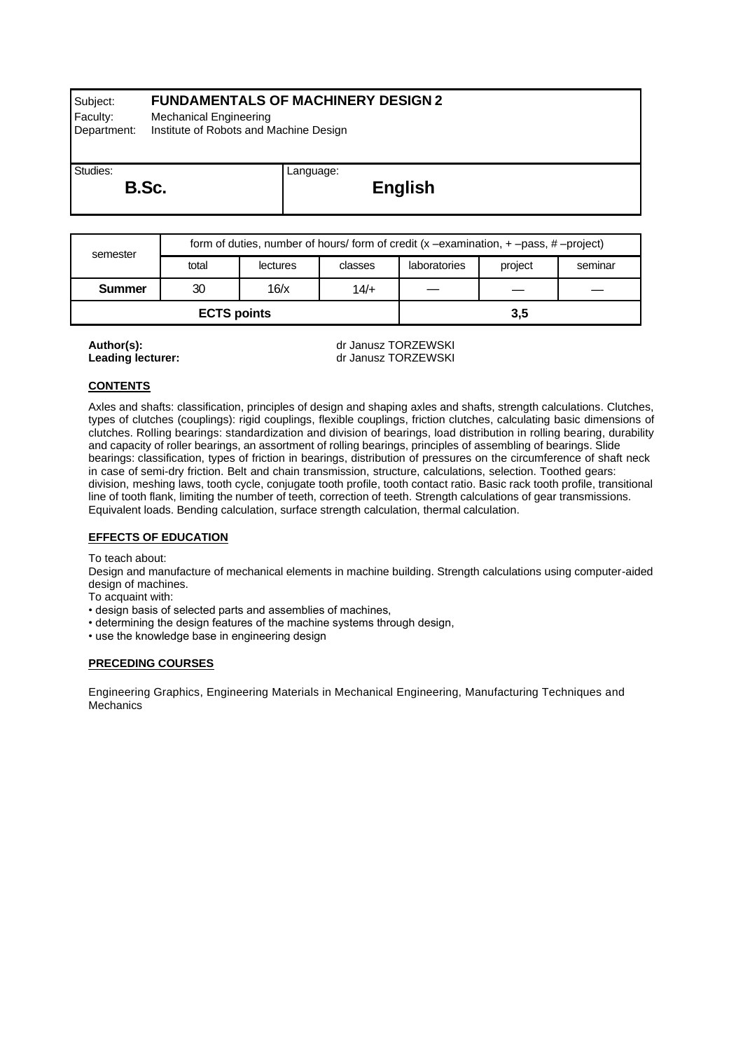Subject: **FUNDAMENTALS OF MACHINERY DESIGN 2**
Faculty: Mechanical Engineering
Department: Institute of Robots and Machine Design

| Studies: | Language: |
|---|---|
| **B.Sc.** | **English** |

| semester | form of duties, number of hours/ form of credit (x –examination, + –pass, # –project) | | | | | |
|---|---|---|---|---|---|---|
| | total | lectures | classes | laboratories | project | seminar |
| **Summer** | 30 | 16/x | 14/+ | — | — | — |
| **ECTS points** | | | | **3,5** | | |

**Author(s):** dr Janusz TORZEWSKI
**Leading lecturer:** dr Janusz TORZEWSKI

**CONTENTS**

Axles and shafts: classification, principles of design and shaping axles and shafts, strength calculations. Clutches, types of clutches (couplings): rigid couplings, flexible couplings, friction clutches, calculating basic dimensions of clutches. Rolling bearings: standardization and division of bearings, load distribution in rolling bearing, durability and capacity of roller bearings, an assortment of rolling bearings, principles of assembling of bearings. Slide bearings: classification, types of friction in bearings, distribution of pressures on the circumference of shaft neck in case of semi-dry friction. Belt and chain transmission, structure, calculations, selection. Toothed gears: division, meshing laws, tooth cycle, conjugate tooth profile, tooth contact ratio. Basic rack tooth profile, transitional line of tooth flank, limiting the number of teeth, correction of teeth. Strength calculations of gear transmissions. Equivalent loads. Bending calculation, surface strength calculation, thermal calculation.

**EFFECTS OF EDUCATION**

To teach about:
Design and manufacture of mechanical elements in machine building. Strength calculations using computer-aided design of machines.
To acquaint with:

- design basis of selected parts and assemblies of machines,
- determining the design features of the machine systems through design,
- use the knowledge base in engineering design

**PRECEDING COURSES**

Engineering Graphics, Engineering Materials in Mechanical Engineering, Manufacturing Techniques and Mechanics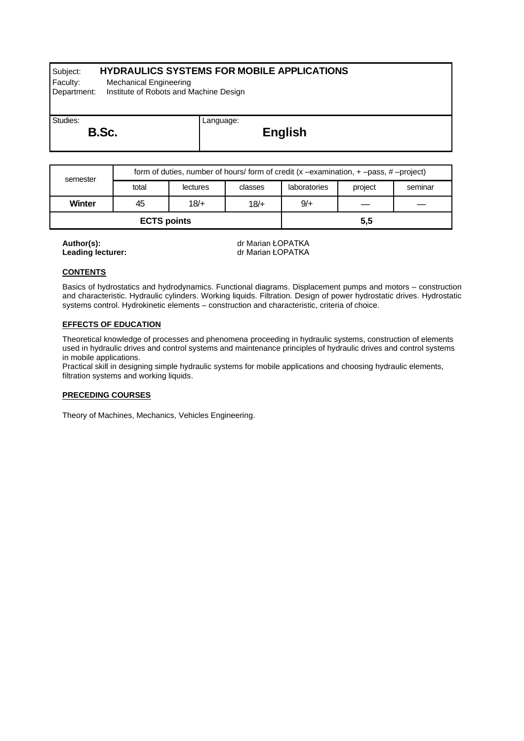| | |
|---|---|
| Subject: | **HYDRAULICS SYSTEMS FOR MOBILE APPLICATIONS** |
| Faculty: | Mechanical Engineering |
| Department: | Institute of Robots and Machine Design |

| Studies: | Language: |
|---|---|
| **B.Sc.** | **English** |

| semester | form of duties, number of hours/ form of credit (x –examination, + –pass, # –project) | | | | | |
|---|---|---|---|---|---|---|
| | total | lectures | classes | laboratories | project | seminar |
| **Winter** | 45 | 18/+ | 18/+ | 9/+ | — | — |
| **ECTS points** | | | | **5,5** | | |

**Author(s):** dr Marian ŁOPATKA
**Leading lecturer:** dr Marian ŁOPATKA

## CONTENTS

Basics of hydrostatics and hydrodynamics. Functional diagrams. Displacement pumps and motors – construction and characteristic. Hydraulic cylinders. Working liquids. Filtration. Design of power hydrostatic drives. Hydrostatic systems control. Hydrokinetic elements – construction and characteristic, criteria of choice.

## EFFECTS OF EDUCATION

Theoretical knowledge of processes and phenomena proceeding in hydraulic systems, construction of elements used in hydraulic drives and control systems and maintenance principles of hydraulic drives and control systems in mobile applications.
Practical skill in designing simple hydraulic systems for mobile applications and choosing hydraulic elements, filtration systems and working liquids.

## PRECEDING COURSES

Theory of Machines, Mechanics, Vehicles Engineering.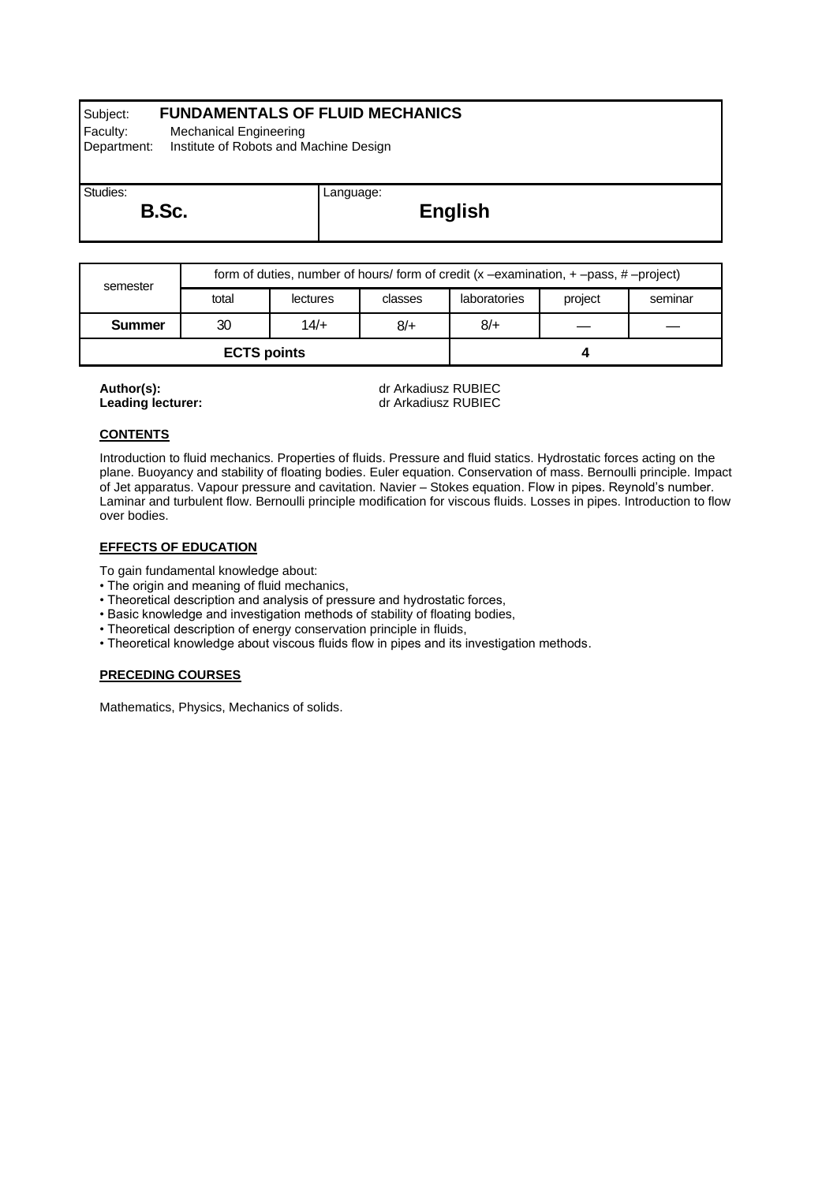Subject: **FUNDAMENTALS OF FLUID MECHANICS**
Faculty: Mechanical Engineering
Department: Institute of Robots and Machine Design

| Studies: | Language: |
|---|---|
| **B.Sc.** | **English** |

| semester | form of duties, number of hours/ form of credit (x –examination, + –pass, # –project) | | | | | |
|---|---|---|---|---|---|---|
| | total | lectures | classes | laboratories | project | seminar |
| **Summer** | 30 | 14/+ | 8/+ | 8/+ | — | — |
| **ECTS points** | | | | 4 | | |

**Author(s):** dr Arkadiusz RUBIEC
**Leading lecturer:** dr Arkadiusz RUBIEC

**CONTENTS**

Introduction to fluid mechanics. Properties of fluids. Pressure and fluid statics. Hydrostatic forces acting on the plane. Buoyancy and stability of floating bodies. Euler equation. Conservation of mass. Bernoulli principle. Impact of Jet apparatus. Vapour pressure and cavitation. Navier – Stokes equation. Flow in pipes. Reynold's number. Laminar and turbulent flow. Bernoulli principle modification for viscous fluids. Losses in pipes. Introduction to flow over bodies.

**EFFECTS OF EDUCATION**

To gain fundamental knowledge about:

- The origin and meaning of fluid mechanics,
- Theoretical description and analysis of pressure and hydrostatic forces,
- Basic knowledge and investigation methods of stability of floating bodies,
- Theoretical description of energy conservation principle in fluids,
- Theoretical knowledge about viscous fluids flow in pipes and its investigation methods.

**PRECEDING COURSES**

Mathematics, Physics, Mechanics of solids.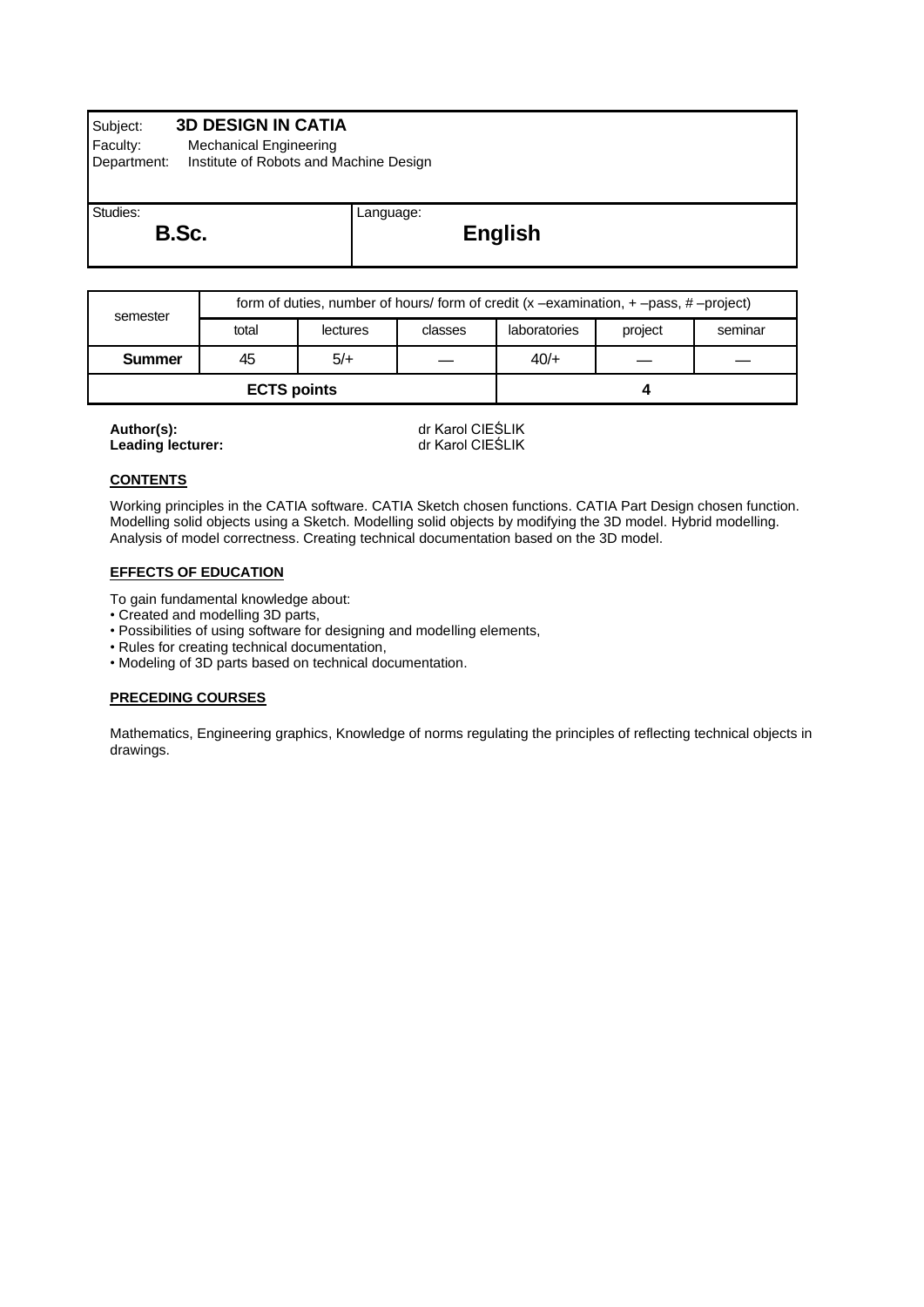Subject: **3D DESIGN IN CATIA**
Faculty: Mechanical Engineering
Department: Institute of Robots and Machine Design

| Studies: | Language: |
|---|---|
| **B.Sc.** | **English** |

| semester | form of duties, number of hours/ form of credit (x –examination, + –pass, # –project) | | | | | |
|---|---|---|---|---|---|---|
| | total | lectures | classes | laboratories | project | seminar |
| **Summer** | 45 | 5/+ | — | 40/+ | — | — |
| **ECTS points** | | | | **4** | | |

**Author(s):** dr Karol CIEŚLIK
**Leading lecturer:** dr Karol CIEŚLIK

**CONTENTS**

Working principles in the CATIA software. CATIA Sketch chosen functions. CATIA Part Design chosen function. Modelling solid objects using a Sketch. Modelling solid objects by modifying the 3D model. Hybrid modelling. Analysis of model correctness. Creating technical documentation based on the 3D model.

**EFFECTS OF EDUCATION**

To gain fundamental knowledge about:
- Created and modelling 3D parts,
- Possibilities of using software for designing and modelling elements,
- Rules for creating technical documentation,
- Modeling of 3D parts based on technical documentation.

**PRECEDING COURSES**

Mathematics, Engineering graphics, Knowledge of norms regulating the principles of reflecting technical objects in drawings.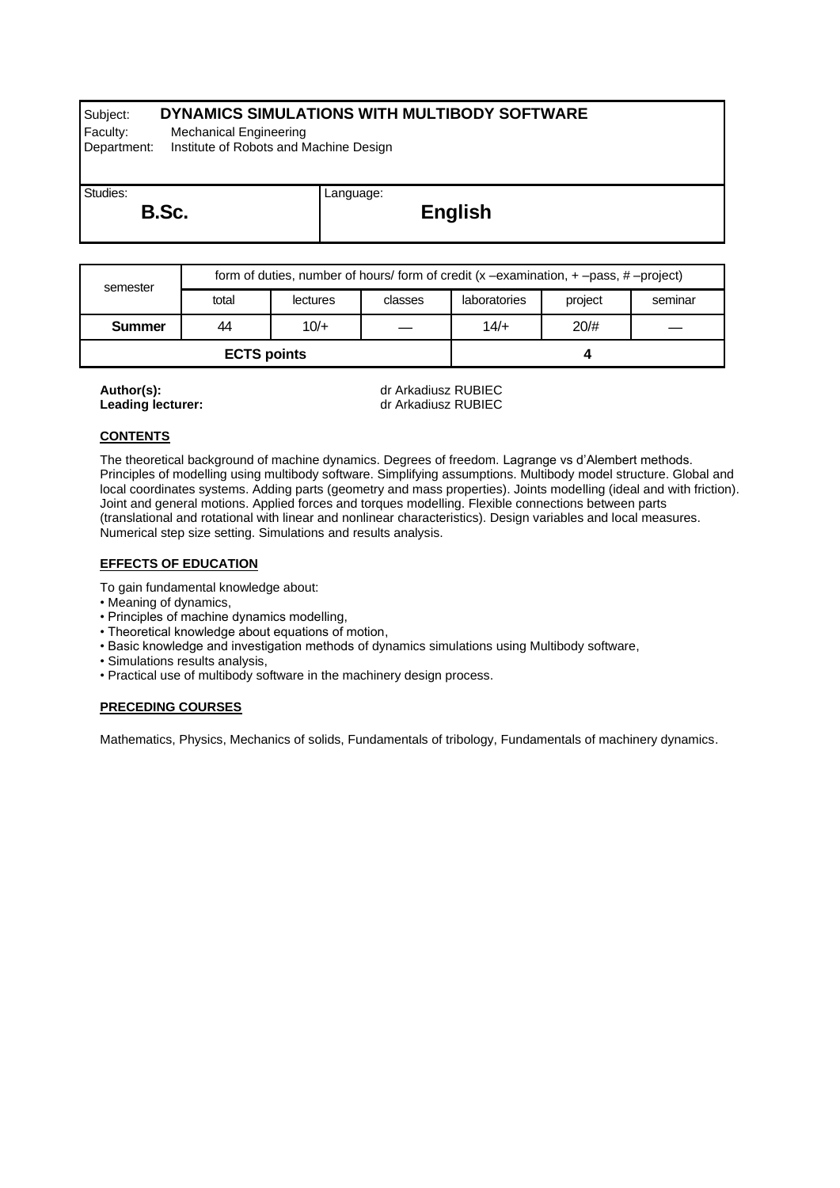Subject: **DYNAMICS SIMULATIONS WITH MULTIBODY SOFTWARE**
Faculty: Mechanical Engineering
Department: Institute of Robots and Machine Design

| Studies: | Language: |
|---|---|
| **B.Sc.** | **English** |

| semester | form of duties, number of hours/ form of credit (x –examination, + –pass, # –project) | | | | | |
|---|---|---|---|---|---|---|
| | total | lectures | classes | laboratories | project | seminar |
| **Summer** | 44 | 10/+ | — | 14/+ | 20/# | — |
| **ECTS points** | | | | **4** | | |

**Author(s):** dr Arkadiusz RUBIEC
**Leading lecturer:** dr Arkadiusz RUBIEC

## CONTENTS

The theoretical background of machine dynamics. Degrees of freedom. Lagrange vs d'Alembert methods. Principles of modelling using multibody software. Simplifying assumptions. Multibody model structure. Global and local coordinates systems. Adding parts (geometry and mass properties). Joints modelling (ideal and with friction). Joint and general motions. Applied forces and torques modelling. Flexible connections between parts (translational and rotational with linear and nonlinear characteristics). Design variables and local measures. Numerical step size setting. Simulations and results analysis.

## EFFECTS OF EDUCATION

To gain fundamental knowledge about:
- Meaning of dynamics,
- Principles of machine dynamics modelling,
- Theoretical knowledge about equations of motion,
- Basic knowledge and investigation methods of dynamics simulations using Multibody software,
- Simulations results analysis,
- Practical use of multibody software in the machinery design process.

## PRECEDING COURSES

Mathematics, Physics, Mechanics of solids, Fundamentals of tribology, Fundamentals of machinery dynamics.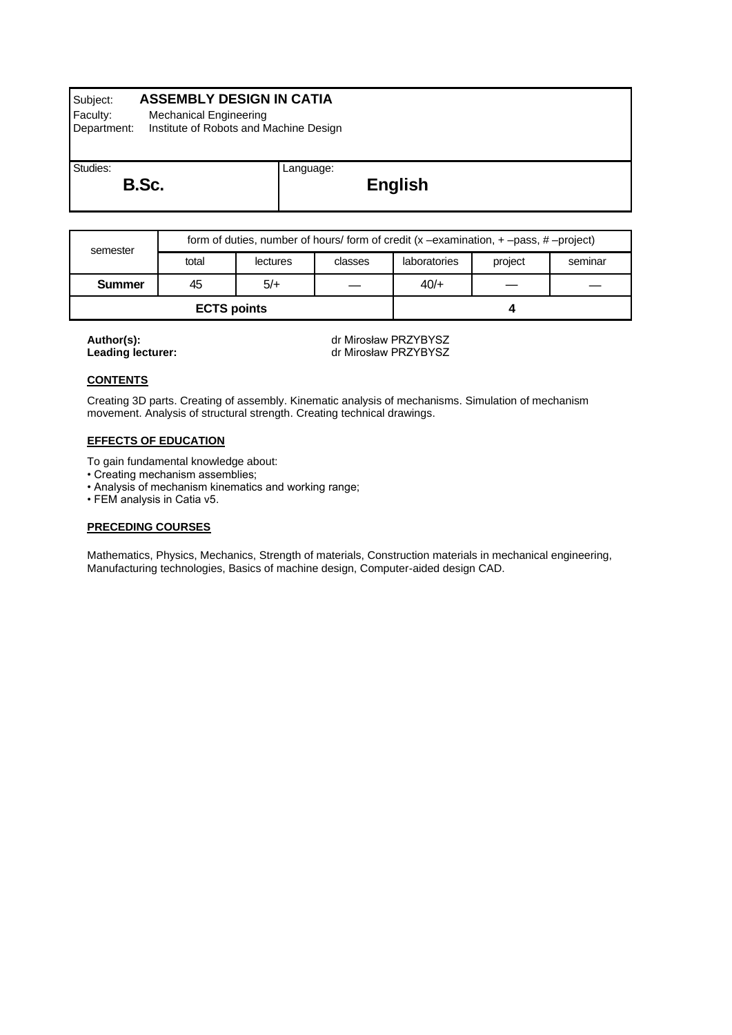| | |
|---|---|
| Subject: **ASSEMBLY DESIGN IN CATIA** | |
| Faculty: Mechanical Engineering | |
| Department: Institute of Robots and Machine Design | |
| Studies: **B.Sc.** | Language: **English** |

| semester | form of duties, number of hours/ form of credit (x –examination, + –pass, # –project) | | | | | |
|---|---|---|---|---|---|---|
| | total | lectures | classes | laboratories | project | seminar |
| **Summer** | 45 | 5/+ | — | 40/+ | — | — |
| **ECTS points** | | | | **4** | | |

**Author(s):** dr Mirosław PRZYBYSZ
**Leading lecturer:** dr Mirosław PRZYBYSZ

**CONTENTS**

Creating 3D parts. Creating of assembly. Kinematic analysis of mechanisms. Simulation of mechanism movement. Analysis of structural strength. Creating technical drawings.

**EFFECTS OF EDUCATION**

To gain fundamental knowledge about:
- Creating mechanism assemblies;
- Analysis of mechanism kinematics and working range;
- FEM analysis in Catia v5.

**PRECEDING COURSES**

Mathematics, Physics, Mechanics, Strength of materials, Construction materials in mechanical engineering, Manufacturing technologies, Basics of machine design, Computer-aided design CAD.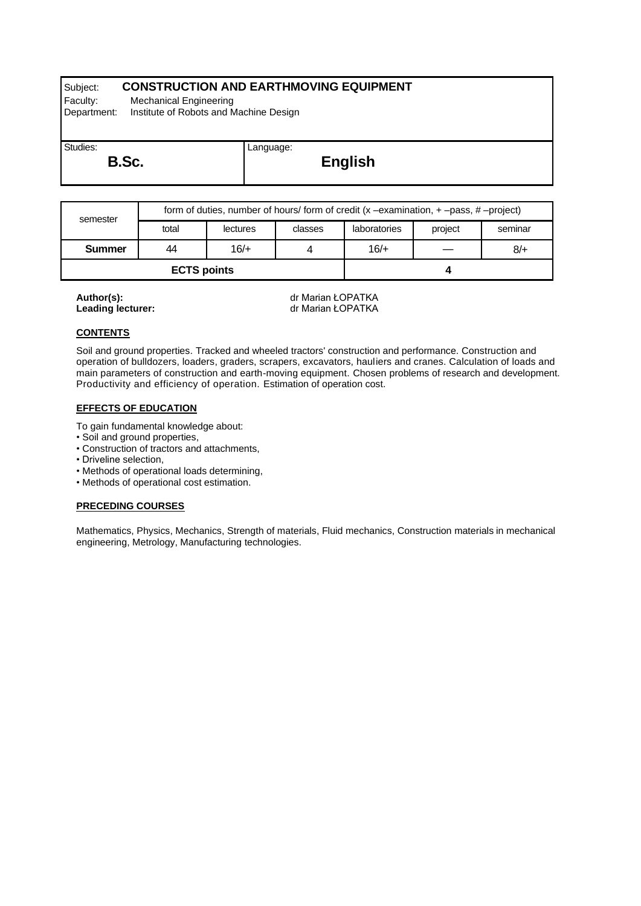Subject: **CONSTRUCTION AND EARTHMOVING EQUIPMENT**
Faculty: Mechanical Engineering
Department: Institute of Robots and Machine Design

| Studies: | Language: |
|---|---|
| **B.Sc.** | **English** |

| semester | form of duties, number of hours/ form of credit (x –examination, + –pass, # –project) | | | | | |
|---|---|---|---|---|---|---|
| | total | lectures | classes | laboratories | project | seminar |
| **Summer** | 44 | 16/+ | 4 | 16/+ | — | 8/+ |
| **ECTS points** | | | | **4** | | |

**Author(s):** dr Marian ŁOPATKA
**Leading lecturer:** dr Marian ŁOPATKA

**CONTENTS**

Soil and ground properties. Tracked and wheeled tractors' construction and performance. Construction and operation of bulldozers, loaders, graders, scrapers, excavators, hauliers and cranes. Calculation of loads and main parameters of construction and earth-moving equipment. Chosen problems of research and development. Productivity and efficiency of operation. Estimation of operation cost.

**EFFECTS OF EDUCATION**

To gain fundamental knowledge about:

- Soil and ground properties,
- Construction of tractors and attachments,
- Driveline selection,
- Methods of operational loads determining,
- Methods of operational cost estimation.

**PRECEDING COURSES**

Mathematics, Physics, Mechanics, Strength of materials, Fluid mechanics, Construction materials in mechanical engineering, Metrology, Manufacturing technologies.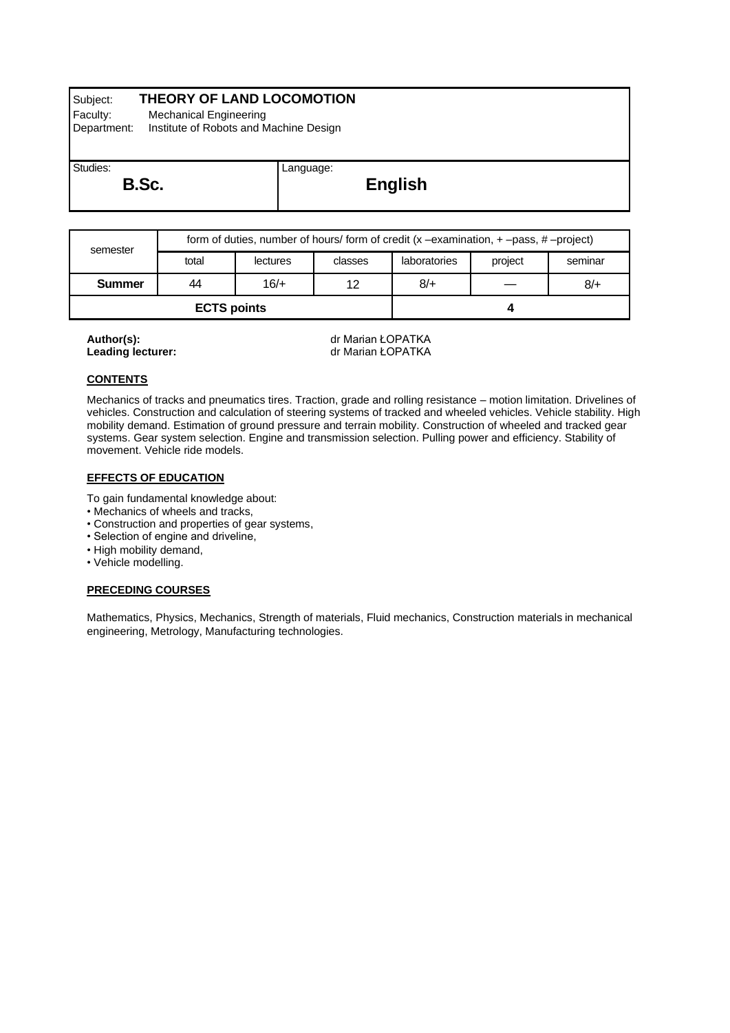Subject: **THEORY OF LAND LOCOMOTION**
Faculty: Mechanical Engineering
Department: Institute of Robots and Machine Design

| Studies: | Language: |
| --- | --- |
| **B.Sc.** | **English** |

| semester | form of duties, number of hours/ form of credit (x –examination, + –pass, # –project) | | | | | |
| --- | --- | --- | --- | --- | --- | --- |
| | total | lectures | classes | laboratories | project | seminar |
| **Summer** | 44 | 16/+ | 12 | 8/+ | — | 8/+ |
| **ECTS points** | | | | **4** | | |

**Author(s):** dr Marian ŁOPATKA
**Leading lecturer:** dr Marian ŁOPATKA

**CONTENTS**

Mechanics of tracks and pneumatics tires. Traction, grade and rolling resistance – motion limitation. Drivelines of vehicles. Construction and calculation of steering systems of tracked and wheeled vehicles. Vehicle stability. High mobility demand. Estimation of ground pressure and terrain mobility. Construction of wheeled and tracked gear systems. Gear system selection. Engine and transmission selection. Pulling power and efficiency. Stability of movement. Vehicle ride models.

**EFFECTS OF EDUCATION**

To gain fundamental knowledge about:
- Mechanics of wheels and tracks,
- Construction and properties of gear systems,
- Selection of engine and driveline,
- High mobility demand,
- Vehicle modelling.

**PRECEDING COURSES**

Mathematics, Physics, Mechanics, Strength of materials, Fluid mechanics, Construction materials in mechanical engineering, Metrology, Manufacturing technologies.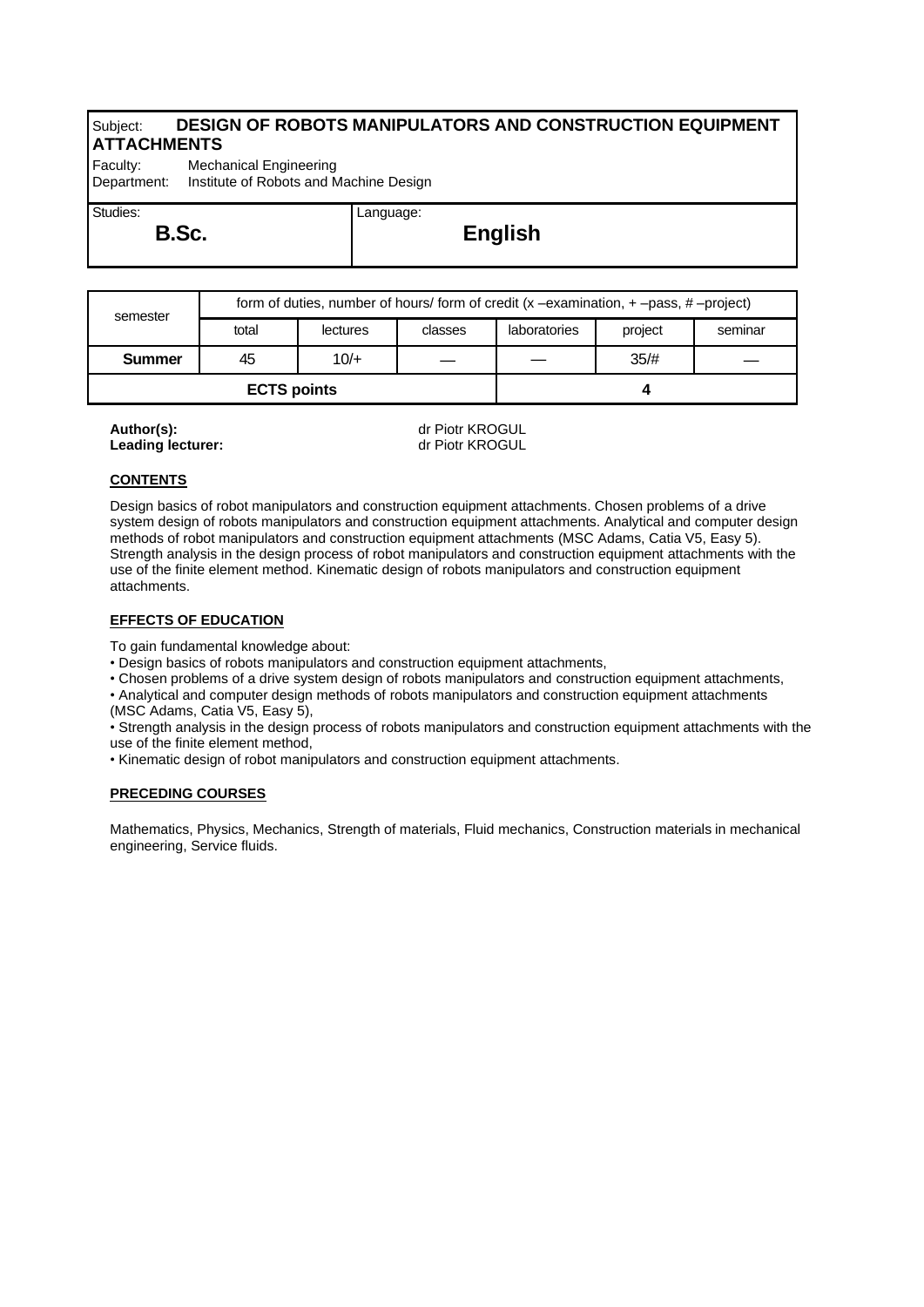Subject: **DESIGN OF ROBOTS MANIPULATORS AND CONSTRUCTION EQUIPMENT ATTACHMENTS**

Faculty: Mechanical Engineering
Department: Institute of Robots and Machine Design

| Studies: | Language: |
|---|---|
| **B.Sc.** | **English** |

| semester | form of duties, number of hours/ form of credit (x –examination, + –pass, # –project) | | | | | |
|---|---|---|---|---|---|---|
| | total | lectures | classes | laboratories | project | seminar |
| **Summer** | 45 | 10/+ | — | — | 35/# | — |
| **ECTS points** | | | | **4** | | |

**Author(s):** dr Piotr KROGUL
**Leading lecturer:** dr Piotr KROGUL

**CONTENTS**

Design basics of robot manipulators and construction equipment attachments. Chosen problems of a drive system design of robots manipulators and construction equipment attachments. Analytical and computer design methods of robot manipulators and construction equipment attachments (MSC Adams, Catia V5, Easy 5). Strength analysis in the design process of robot manipulators and construction equipment attachments with the use of the finite element method. Kinematic design of robots manipulators and construction equipment attachments.

**EFFECTS OF EDUCATION**

To gain fundamental knowledge about:

- Design basics of robots manipulators and construction equipment attachments,
- Chosen problems of a drive system design of robots manipulators and construction equipment attachments,
- Analytical and computer design methods of robots manipulators and construction equipment attachments (MSC Adams, Catia V5, Easy 5),
- Strength analysis in the design process of robots manipulators and construction equipment attachments with the use of the finite element method,
- Kinematic design of robot manipulators and construction equipment attachments.

**PRECEDING COURSES**

Mathematics, Physics, Mechanics, Strength of materials, Fluid mechanics, Construction materials in mechanical engineering, Service fluids.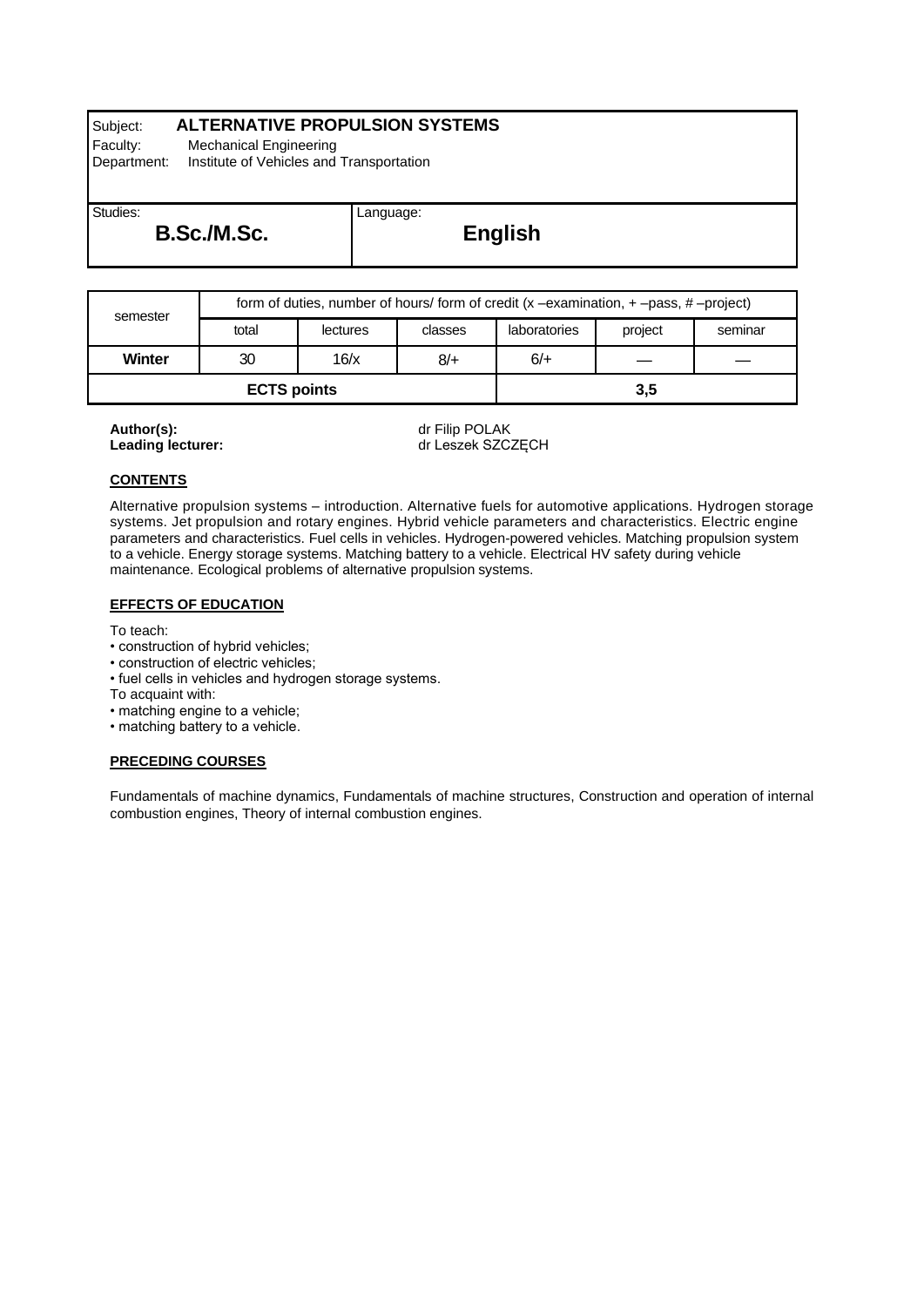| | |
|---|---|
| Subject: **ALTERNATIVE PROPULSION SYSTEMS**<br>Faculty: Mechanical Engineering<br>Department: Institute of Vehicles and Transportation | |
| Studies: **B.Sc./M.Sc.** | Language: **English** |

| semester | form of duties, number of hours/ form of credit (x –examination, + –pass, # –project) | | | | | |
|---|---|---|---|---|---|---|
| | total | lectures | classes | laboratories | project | seminar |
| **Winter** | 30 | 16/x | 8/+ | 6/+ | — | — |
| **ECTS points** | | | | **3,5** | | |

**Author(s):** dr Filip POLAK
**Leading lecturer:** dr Leszek SZCZĘCH

**CONTENTS**

Alternative propulsion systems – introduction. Alternative fuels for automotive applications. Hydrogen storage systems. Jet propulsion and rotary engines. Hybrid vehicle parameters and characteristics. Electric engine parameters and characteristics. Fuel cells in vehicles. Hydrogen-powered vehicles. Matching propulsion system to a vehicle. Energy storage systems. Matching battery to a vehicle. Electrical HV safety during vehicle maintenance. Ecological problems of alternative propulsion systems.

**EFFECTS OF EDUCATION**

To teach:
- construction of hybrid vehicles;
- construction of electric vehicles;
- fuel cells in vehicles and hydrogen storage systems.

To acquaint with:
- matching engine to a vehicle;
- matching battery to a vehicle.

**PRECEDING COURSES**

Fundamentals of machine dynamics, Fundamentals of machine structures, Construction and operation of internal combustion engines, Theory of internal combustion engines.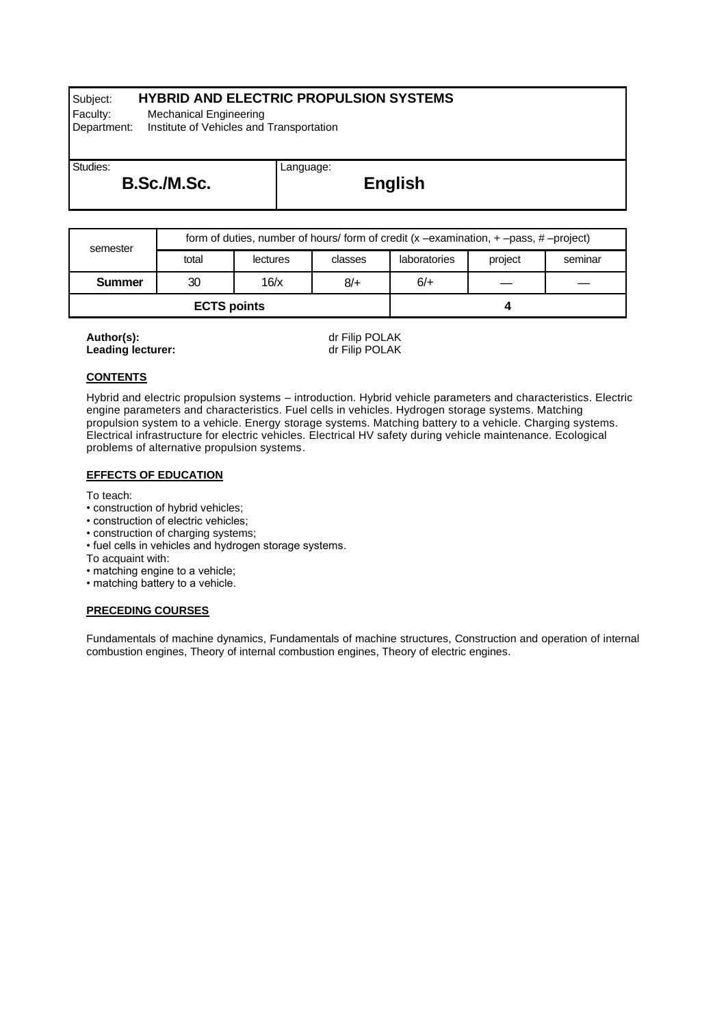Subject: **HYBRID AND ELECTRIC PROPULSION SYSTEMS**
Faculty: Mechanical Engineering
Department: Institute of Vehicles and Transportation

| Studies: | Language: |
|---|---|
| **B.Sc./M.Sc.** | **English** |

| semester | form of duties, number of hours/ form of credit (x –examination, + –pass, # –project) | | | | | |
|---|---|---|---|---|---|---|
| | total | lectures | classes | laboratories | project | seminar |
| **Summer** | 30 | 16/x | 8/+ | 6/+ | — | — |
| **ECTS points** | | | | **4** | | |

**Author(s):** dr Filip POLAK
**Leading lecturer:** dr Filip POLAK

**CONTENTS**

Hybrid and electric propulsion systems – introduction. Hybrid vehicle parameters and characteristics. Electric engine parameters and characteristics. Fuel cells in vehicles. Hydrogen storage systems. Matching propulsion system to a vehicle. Energy storage systems. Matching battery to a vehicle. Charging systems. Electrical infrastructure for electric vehicles. Electrical HV safety during vehicle maintenance. Ecological problems of alternative propulsion systems.

**EFFECTS OF EDUCATION**

To teach:
- construction of hybrid vehicles;
- construction of electric vehicles;
- construction of charging systems;
- fuel cells in vehicles and hydrogen storage systems.

To acquaint with:
- matching engine to a vehicle;
- matching battery to a vehicle.

**PRECEDING COURSES**

Fundamentals of machine dynamics, Fundamentals of machine structures, Construction and operation of internal combustion engines, Theory of internal combustion engines, Theory of electric engines.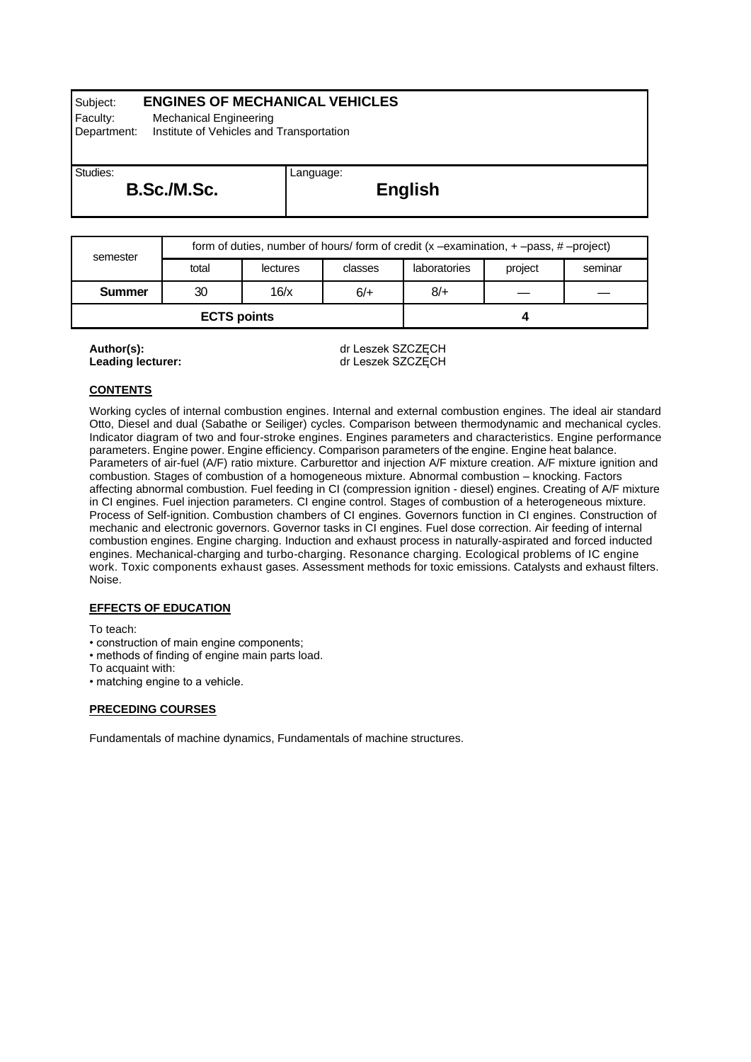Subject: **ENGINES OF MECHANICAL VEHICLES**
Faculty: Mechanical Engineering
Department: Institute of Vehicles and Transportation

| Studies: | Language: |
|---|---|
| **B.Sc./M.Sc.** | **English** |

| semester | form of duties, number of hours/ form of credit (x –examination, + –pass, # –project) | | | | | |
|---|---|---|---|---|---|---|
| | total | lectures | classes | laboratories | project | seminar |
| **Summer** | 30 | 16/x | 6/+ | 8/+ | — | — |
| **ECTS points** | | | | 4 | | |

**Author(s):** dr Leszek SZCZĘCH
**Leading lecturer:** dr Leszek SZCZĘCH

**CONTENTS**

Working cycles of internal combustion engines. Internal and external combustion engines. The ideal air standard Otto, Diesel and dual (Sabathe or Seiliger) cycles. Comparison between thermodynamic and mechanical cycles. Indicator diagram of two and four-stroke engines. Engines parameters and characteristics. Engine performance parameters. Engine power. Engine efficiency. Comparison parameters of the engine. Engine heat balance. Parameters of air-fuel (A/F) ratio mixture. Carburettor and injection A/F mixture creation. A/F mixture ignition and combustion. Stages of combustion of a homogeneous mixture. Abnormal combustion – knocking. Factors affecting abnormal combustion. Fuel feeding in CI (compression ignition - diesel) engines. Creating of A/F mixture in CI engines. Fuel injection parameters. CI engine control. Stages of combustion of a heterogeneous mixture. Process of Self-ignition. Combustion chambers of CI engines. Governors function in CI engines. Construction of mechanic and electronic governors. Governor tasks in CI engines. Fuel dose correction. Air feeding of internal combustion engines. Engine charging. Induction and exhaust process in naturally-aspirated and forced inducted engines. Mechanical-charging and turbo-charging. Resonance charging. Ecological problems of IC engine work. Toxic components exhaust gases. Assessment methods for toxic emissions. Catalysts and exhaust filters. Noise.

**EFFECTS OF EDUCATION**

To teach:
- construction of main engine components;
- methods of finding of engine main parts load.

To acquaint with:
- matching engine to a vehicle.

**PRECEDING COURSES**

Fundamentals of machine dynamics, Fundamentals of machine structures.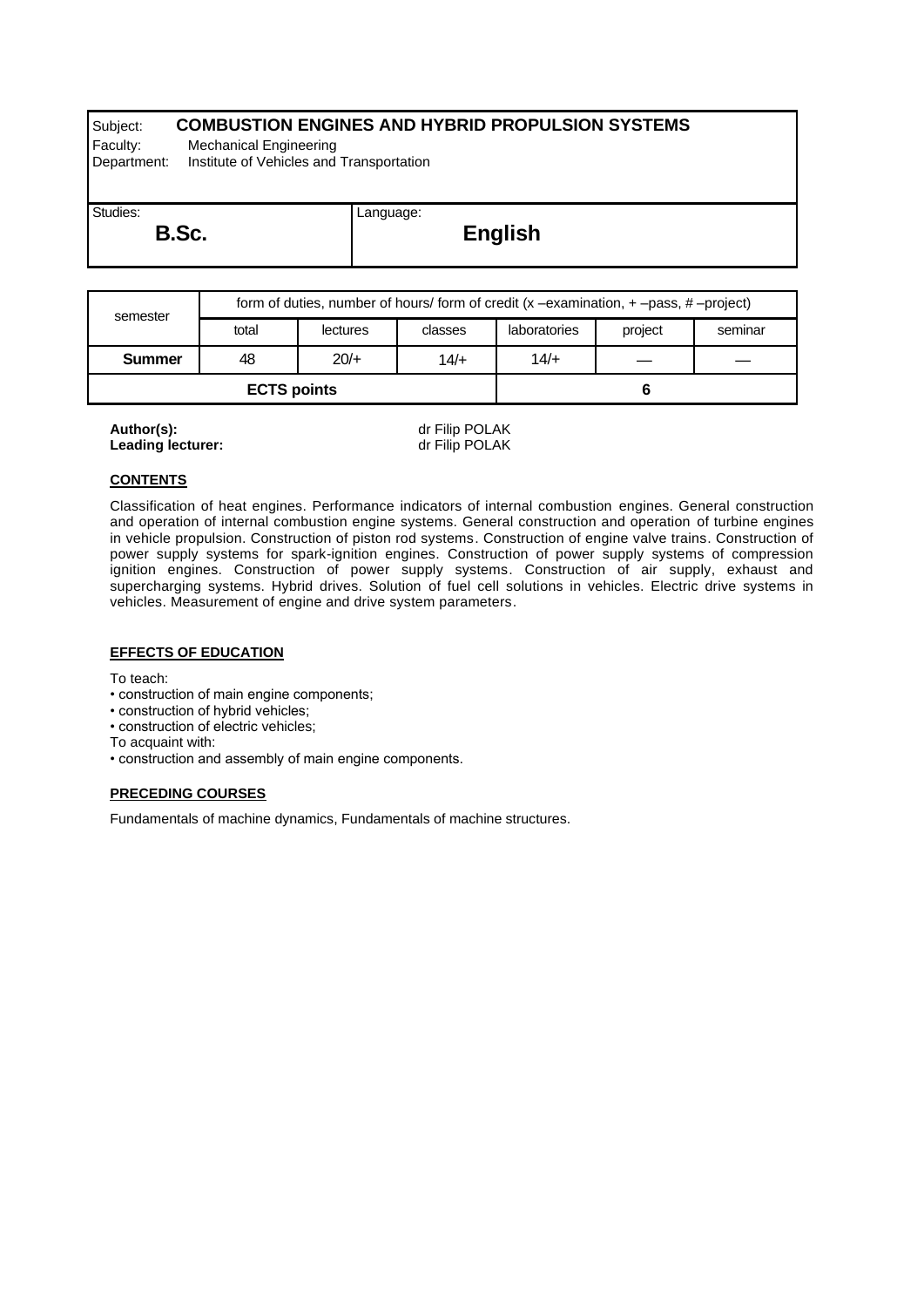| Subject: | **COMBUSTION ENGINES AND HYBRID PROPULSION SYSTEMS** |
|---|---|
| Faculty: | Mechanical Engineering |
| Department: | Institute of Vehicles and Transportation |

| Studies: | Language: |
|---|---|
| **B.Sc.** | **English** |

| semester | form of duties, number of hours/ form of credit (x –examination, + –pass, # –project) | | | | | |
|---|---|---|---|---|---|---|
| | total | lectures | classes | laboratories | project | seminar |
| **Summer** | 48 | 20/+ | 14/+ | 14/+ | — | — |
| **ECTS points** | | | | **6** | | |

**Author(s):** dr Filip POLAK
**Leading lecturer:** dr Filip POLAK

**CONTENTS**

Classification of heat engines. Performance indicators of internal combustion engines. General construction and operation of internal combustion engine systems. General construction and operation of turbine engines in vehicle propulsion. Construction of piston rod systems. Construction of engine valve trains. Construction of power supply systems for spark-ignition engines. Construction of power supply systems of compression ignition engines. Construction of power supply systems. Construction of air supply, exhaust and supercharging systems. Hybrid drives. Solution of fuel cell solutions in vehicles. Electric drive systems in vehicles. Measurement of engine and drive system parameters.

**EFFECTS OF EDUCATION**

To teach:
- construction of main engine components;
- construction of hybrid vehicles;
- construction of electric vehicles;

To acquaint with:
- construction and assembly of main engine components.

**PRECEDING COURSES**

Fundamentals of machine dynamics, Fundamentals of machine structures.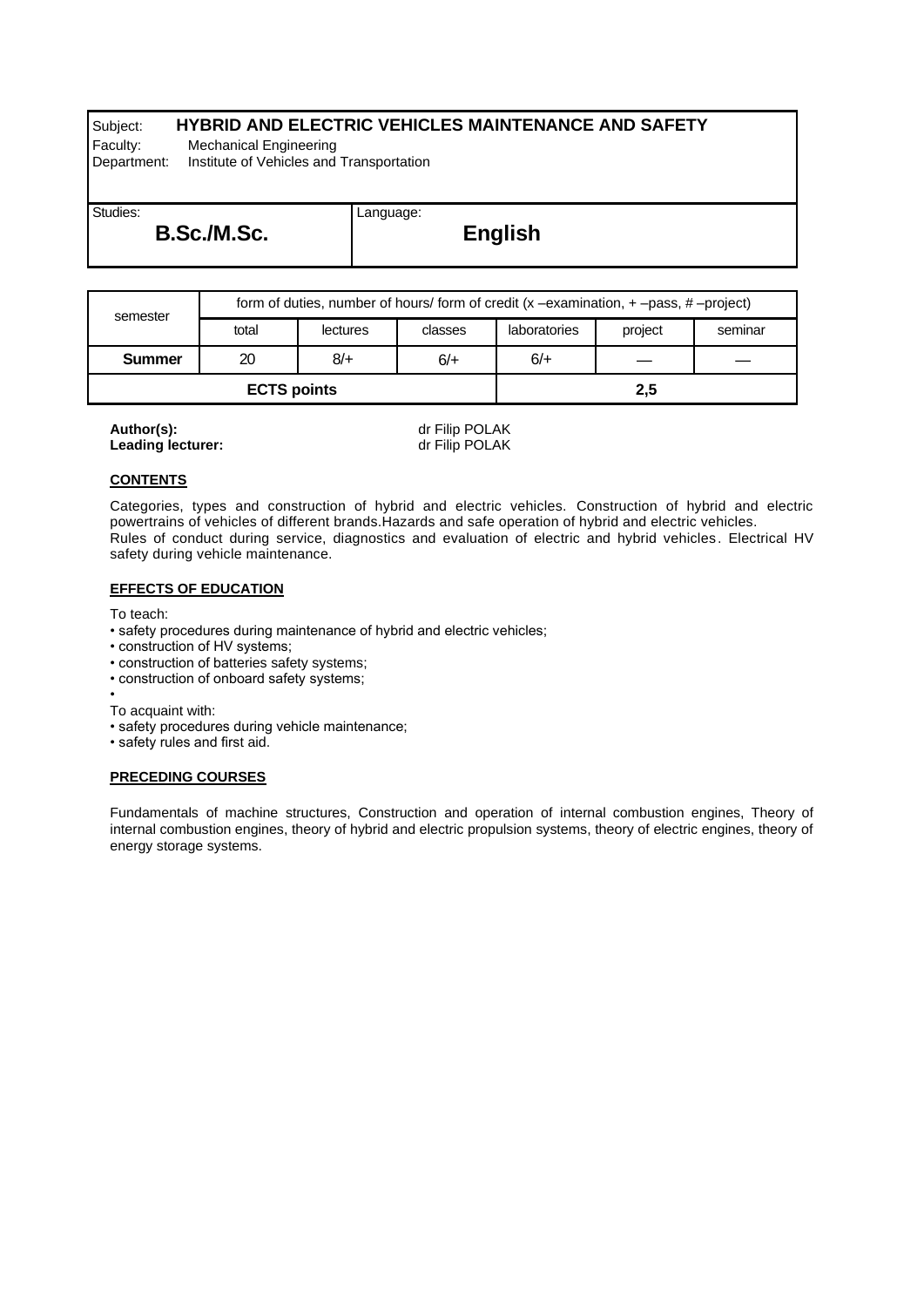Subject: **HYBRID AND ELECTRIC VEHICLES MAINTENANCE AND SAFETY**
Faculty: Mechanical Engineering
Department: Institute of Vehicles and Transportation

| Studies: | Language: |
|---|---|
| **B.Sc./M.Sc.** | **English** |

| semester | form of duties, number of hours/ form of credit (x –examination, + –pass, # –project) | | | | | |
|---|---|---|---|---|---|---|
| | total | lectures | classes | laboratories | project | seminar |
| **Summer** | 20 | 8/+ | 6/+ | 6/+ | — | — |
| **ECTS points** | | | | **2,5** | | |

**Author(s):** dr Filip POLAK
**Leading lecturer:** dr Filip POLAK

**CONTENTS**

Categories, types and construction of hybrid and electric vehicles. Construction of hybrid and electric powertrains of vehicles of different brands.Hazards and safe operation of hybrid and electric vehicles.
Rules of conduct during service, diagnostics and evaluation of electric and hybrid vehicles. Electrical HV safety during vehicle maintenance.

**EFFECTS OF EDUCATION**

To teach:

- safety procedures during maintenance of hybrid and electric vehicles;
- construction of HV systems;
- construction of batteries safety systems;
- construction of onboard safety systems;
- 

To acquaint with:

- safety procedures during vehicle maintenance;
- safety rules and first aid.

**PRECEDING COURSES**

Fundamentals of machine structures, Construction and operation of internal combustion engines, Theory of internal combustion engines, theory of hybrid and electric propulsion systems, theory of electric engines, theory of energy storage systems.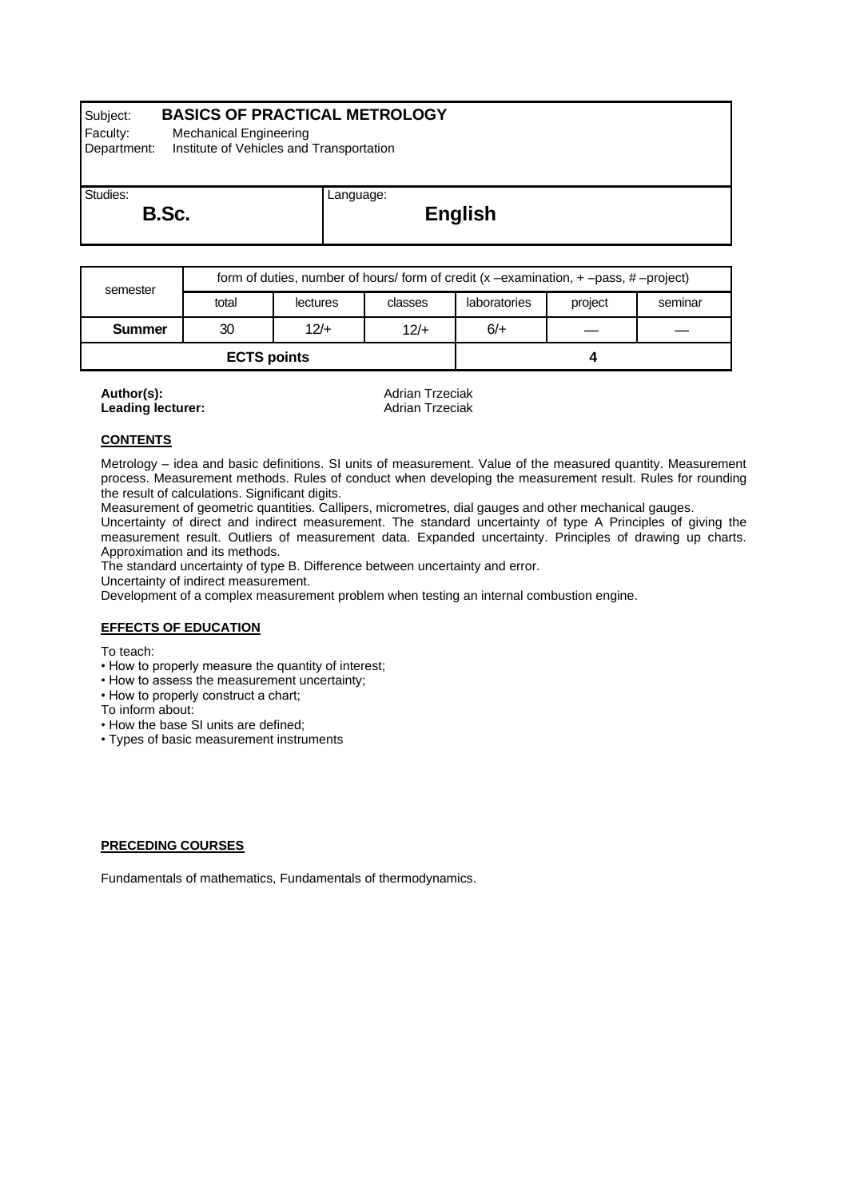Subject: **BASICS OF PRACTICAL METROLOGY**
Faculty: Mechanical Engineering
Department: Institute of Vehicles and Transportation

| Studies: | Language: |
|---|---|
| **B.Sc.** | **English** |

| semester | form of duties, number of hours/ form of credit (x –examination, + –pass, # –project) | | | | | |
|---|---|---|---|---|---|---|
| | total | lectures | classes | laboratories | project | seminar |
| **Summer** | 30 | 12/+ | 12/+ | 6/+ | — | — |
| **ECTS points** | | | | **4** | | |

**Author(s):** Adrian Trzeciak
**Leading lecturer:** Adrian Trzeciak

**CONTENTS**

Metrology – idea and basic definitions. SI units of measurement. Value of the measured quantity. Measurement process. Measurement methods. Rules of conduct when developing the measurement result. Rules for rounding the result of calculations. Significant digits.
Measurement of geometric quantities. Callipers, micrometres, dial gauges and other mechanical gauges.
Uncertainty of direct and indirect measurement. The standard uncertainty of type A Principles of giving the measurement result. Outliers of measurement data. Expanded uncertainty. Principles of drawing up charts. Approximation and its methods.
The standard uncertainty of type B. Difference between uncertainty and error.
Uncertainty of indirect measurement.
Development of a complex measurement problem when testing an internal combustion engine.

**EFFECTS OF EDUCATION**

To teach:
- How to properly measure the quantity of interest;
- How to assess the measurement uncertainty;
- How to properly construct a chart;

To inform about:
- How the base SI units are defined;
- Types of basic measurement instruments

**PRECEDING COURSES**

Fundamentals of mathematics, Fundamentals of thermodynamics.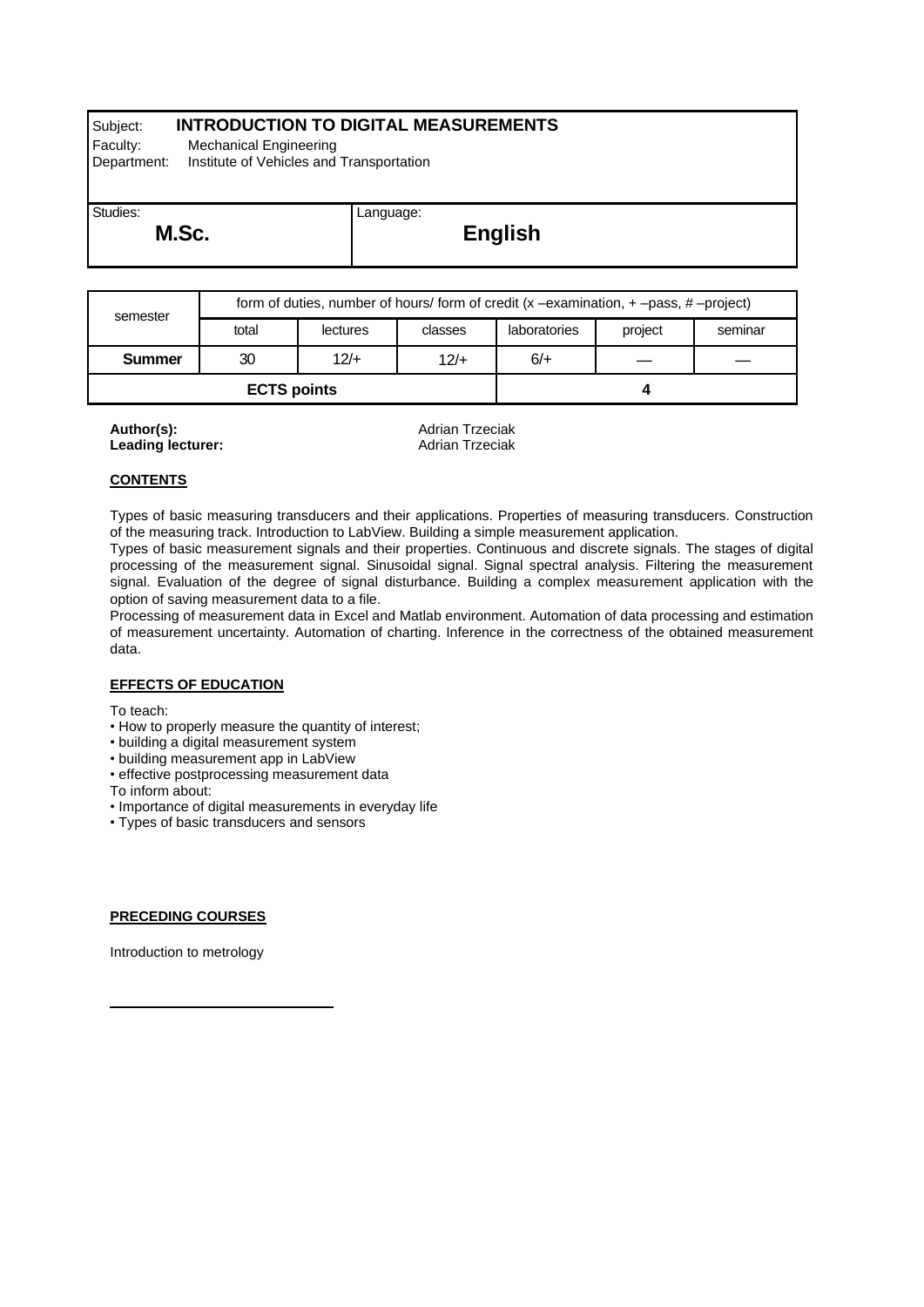| | |
|---|---|
| Subject: | **INTRODUCTION TO DIGITAL MEASUREMENTS** |
| Faculty: | Mechanical Engineering |
| Department: | Institute of Vehicles and Transportation |

| Studies: | Language: |
|---|---|
| **M.Sc.** | **English** |

| semester | form of duties, number of hours/ form of credit (x –examination, + –pass, # –project) | | | | | |
|---|---|---|---|---|---|---|
| | total | lectures | classes | laboratories | project | seminar |
| **Summer** | 30 | 12/+ | 12/+ | 6/+ | — | — |
| **ECTS points** | | | | 4 | | |

**Author(s):** Adrian Trzeciak
**Leading lecturer:** Adrian Trzeciak

**CONTENTS**

Types of basic measuring transducers and their applications. Properties of measuring transducers. Construction of the measuring track. Introduction to LabView. Building a simple measurement application.
Types of basic measurement signals and their properties. Continuous and discrete signals. The stages of digital processing of the measurement signal. Sinusoidal signal. Signal spectral analysis. Filtering the measurement signal. Evaluation of the degree of signal disturbance. Building a complex measurement application with the option of saving measurement data to a file.
Processing of measurement data in Excel and Matlab environment. Automation of data processing and estimation of measurement uncertainty. Automation of charting. Inference in the correctness of the obtained measurement data.

**EFFECTS OF EDUCATION**

To teach:
• How to properly measure the quantity of interest;
• building a digital measurement system
• building measurement app in LabView
• effective postprocessing measurement data
To inform about:
• Importance of digital measurements in everyday life
• Types of basic transducers and sensors

**PRECEDING COURSES**

Introduction to metrology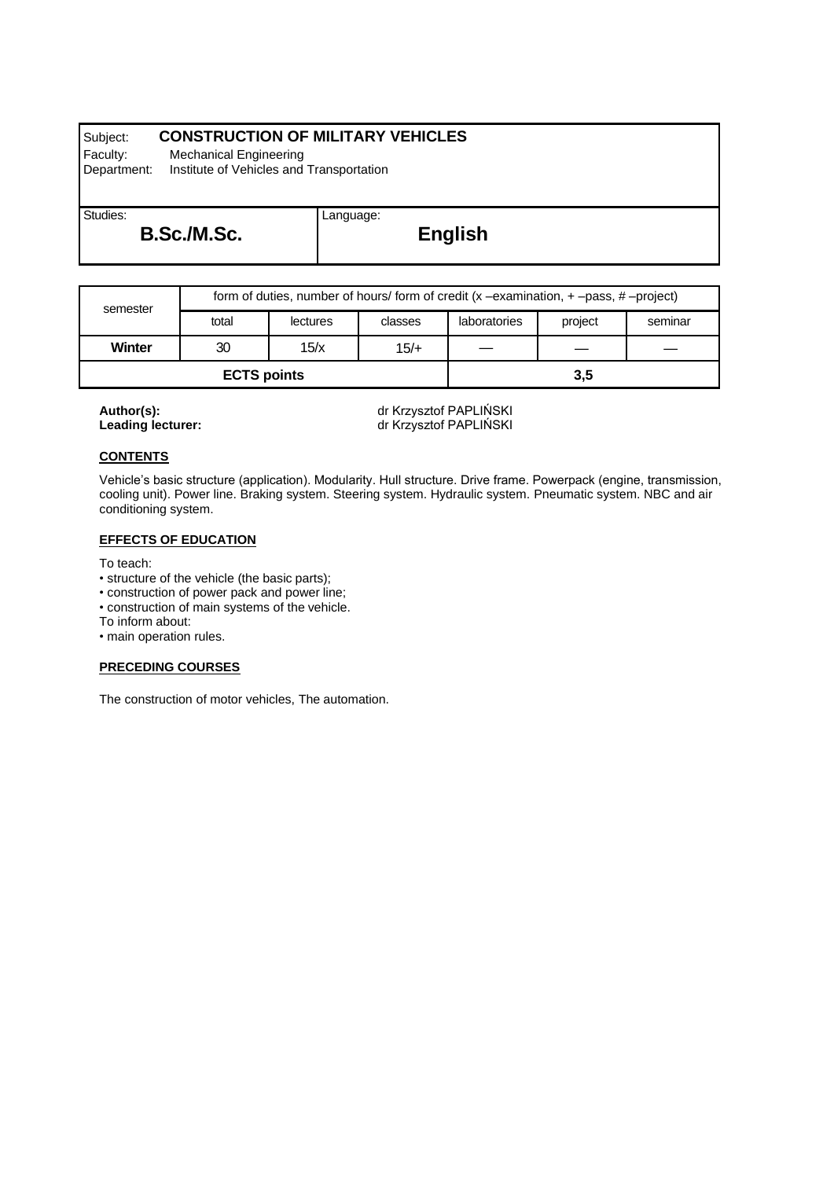Subject: **CONSTRUCTION OF MILITARY VEHICLES**
Faculty: Mechanical Engineering
Department: Institute of Vehicles and Transportation

| Studies: | Language: |
|---|---|
| **B.Sc./M.Sc.** | **English** |

| semester | form of duties, number of hours/ form of credit (x –examination, + –pass, # –project) | | | | | |
|---|---|---|---|---|---|---|
| | total | lectures | classes | laboratories | project | seminar |
| **Winter** | 30 | 15/x | 15/+ | — | — | — |
| **ECTS points** | | | | **3,5** | | |

**Author(s):** dr Krzysztof PAPLIŃSKI
**Leading lecturer:** dr Krzysztof PAPLIŃSKI

**CONTENTS**

Vehicle's basic structure (application). Modularity. Hull structure. Drive frame. Powerpack (engine, transmission, cooling unit). Power line. Braking system. Steering system. Hydraulic system. Pneumatic system. NBC and air conditioning system.

**EFFECTS OF EDUCATION**

To teach:
• structure of the vehicle (the basic parts);
• construction of power pack and power line;
• construction of main systems of the vehicle.
To inform about:
• main operation rules.

**PRECEDING COURSES**

The construction of motor vehicles, The automation.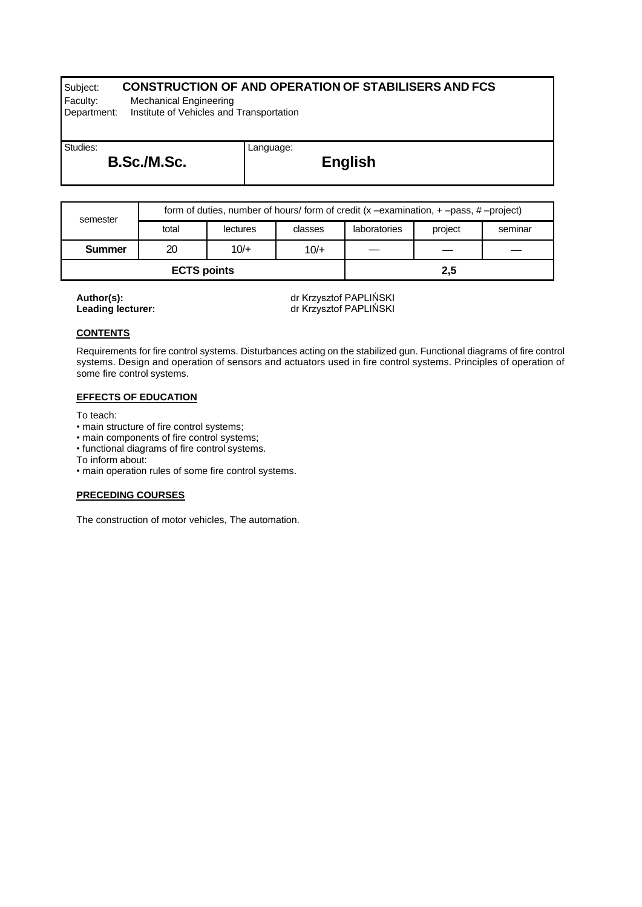Subject: **CONSTRUCTION OF AND OPERATION OF STABILISERS AND FCS**
Faculty: Mechanical Engineering
Department: Institute of Vehicles and Transportation

| Studies: | Language: |
|---|---|
| **B.Sc./M.Sc.** | **English** |

| semester | form of duties, number of hours/ form of credit (x –examination, + –pass, # –project) | | | | | |
|---|---|---|---|---|---|---|
| | total | lectures | classes | laboratories | project | seminar |
| **Summer** | 20 | 10/+ | 10/+ | — | — | — |
| **ECTS points** | | | | **2,5** | | |

**Author(s):** dr Krzysztof PAPLIŃSKI
**Leading lecturer:** dr Krzysztof PAPLIŃSKI

## CONTENTS

Requirements for fire control systems. Disturbances acting on the stabilized gun. Functional diagrams of fire control systems. Design and operation of sensors and actuators used in fire control systems. Principles of operation of some fire control systems.

## EFFECTS OF EDUCATION

To teach:

- main structure of fire control systems;
- main components of fire control systems;
- functional diagrams of fire control systems.

To inform about:

- main operation rules of some fire control systems.

## PRECEDING COURSES

The construction of motor vehicles, The automation.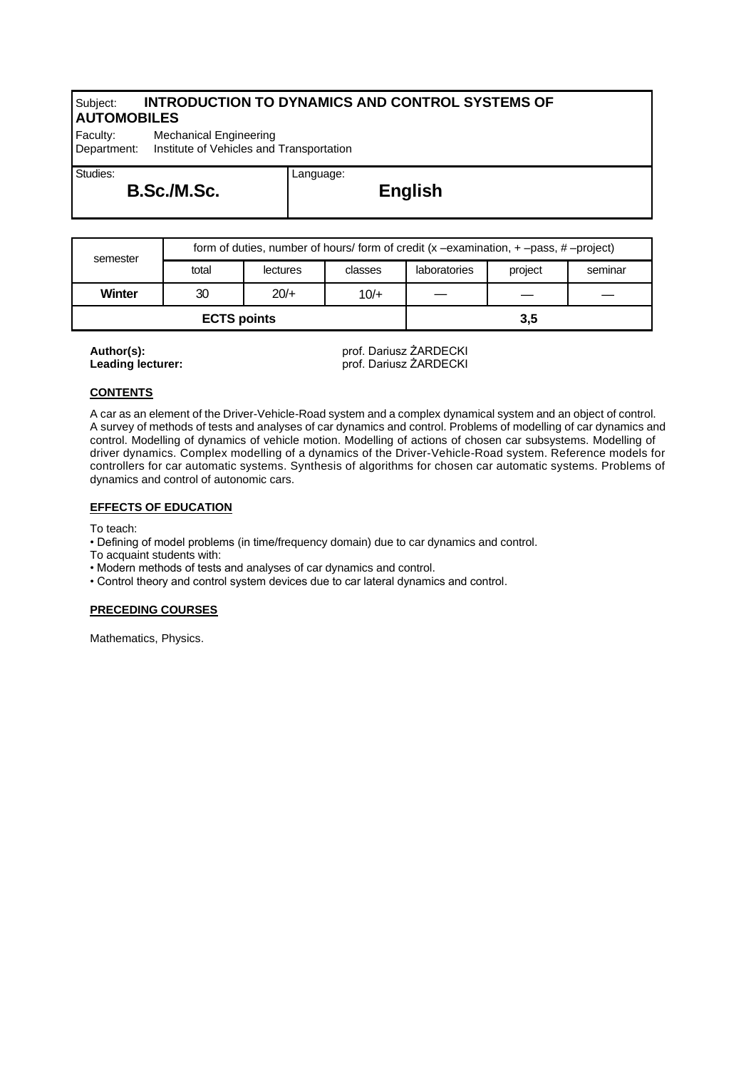Subject: **INTRODUCTION TO DYNAMICS AND CONTROL SYSTEMS OF AUTOMOBILES**
Faculty: Mechanical Engineering
Department: Institute of Vehicles and Transportation

| Studies: | Language: |
|---|---|
| **B.Sc./M.Sc.** | **English** |

| semester | form of duties, number of hours/ form of credit (x –examination, + –pass, # –project) | | | | | |
|---|---|---|---|---|---|---|
| | total | lectures | classes | laboratories | project | seminar |
| **Winter** | 30 | 20/+ | 10/+ | — | — | — |
| **ECTS points** | | | | **3,5** | | |

**Author(s):** prof. Dariusz ŻARDECKI
**Leading lecturer:** prof. Dariusz ŻARDECKI

**CONTENTS**

A car as an element of the Driver-Vehicle-Road system and a complex dynamical system and an object of control. A survey of methods of tests and analyses of car dynamics and control. Problems of modelling of car dynamics and control. Modelling of dynamics of vehicle motion. Modelling of actions of chosen car subsystems. Modelling of driver dynamics. Complex modelling of a dynamics of the Driver-Vehicle-Road system. Reference models for controllers for car automatic systems. Synthesis of algorithms for chosen car automatic systems. Problems of dynamics and control of autonomic cars.

**EFFECTS OF EDUCATION**

To teach:
- Defining of model problems (in time/frequency domain) due to car dynamics and control.

To acquaint students with:
- Modern methods of tests and analyses of car dynamics and control.
- Control theory and control system devices due to car lateral dynamics and control.

**PRECEDING COURSES**

Mathematics, Physics.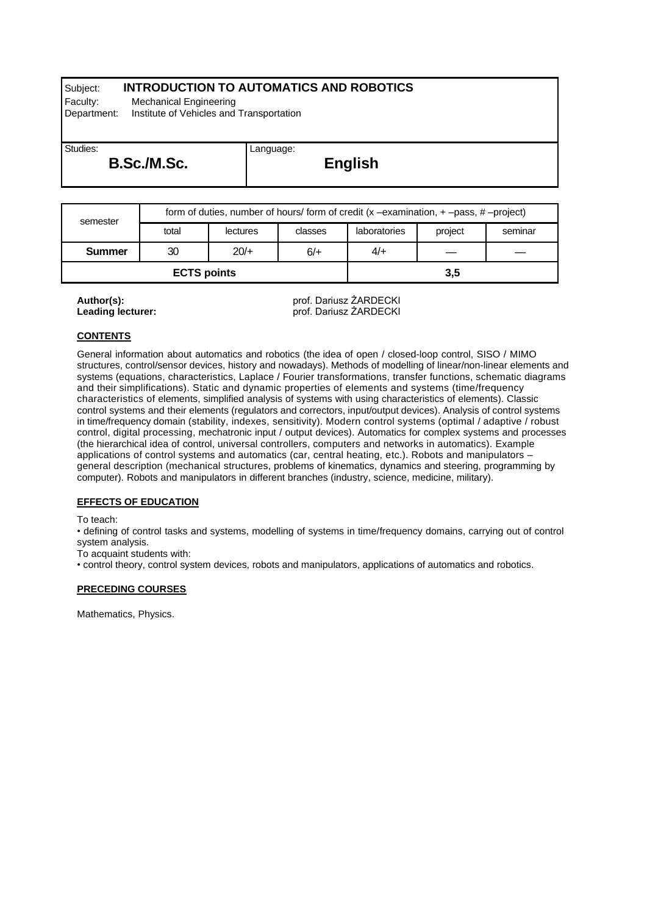Subject: **INTRODUCTION TO AUTOMATICS AND ROBOTICS**
Faculty: Mechanical Engineering
Department: Institute of Vehicles and Transportation

| Studies: | Language: |
|---|---|
| **B.Sc./M.Sc.** | **English** |

| semester | form of duties, number of hours/ form of credit (x –examination, + –pass, # –project) | | | | | |
|---|---|---|---|---|---|---|
| | total | lectures | classes | laboratories | project | seminar |
| **Summer** | 30 | 20/+ | 6/+ | 4/+ | — | — |
| **ECTS points** | | | | **3,5** | | |

**Author(s):** prof. Dariusz ŻARDECKI
**Leading lecturer:** prof. Dariusz ŻARDECKI

**CONTENTS**

General information about automatics and robotics (the idea of open / closed-loop control, SISO / MIMO structures, control/sensor devices, history and nowadays). Methods of modelling of linear/non-linear elements and systems (equations, characteristics, Laplace / Fourier transformations, transfer functions, schematic diagrams and their simplifications). Static and dynamic properties of elements and systems (time/frequency characteristics of elements, simplified analysis of systems with using characteristics of elements). Classic control systems and their elements (regulators and correctors, input/output devices). Analysis of control systems in time/frequency domain (stability, indexes, sensitivity). Modern control systems (optimal / adaptive / robust control, digital processing, mechatronic input / output devices). Automatics for complex systems and processes (the hierarchical idea of control, universal controllers, computers and networks in automatics). Example applications of control systems and automatics (car, central heating, etc.). Robots and manipulators – general description (mechanical structures, problems of kinematics, dynamics and steering, programming by computer). Robots and manipulators in different branches (industry, science, medicine, military).

**EFFECTS OF EDUCATION**

To teach:

• defining of control tasks and systems, modelling of systems in time/frequency domains, carrying out of control system analysis.

To acquaint students with:

• control theory, control system devices, robots and manipulators, applications of automatics and robotics.

**PRECEDING COURSES**

Mathematics, Physics.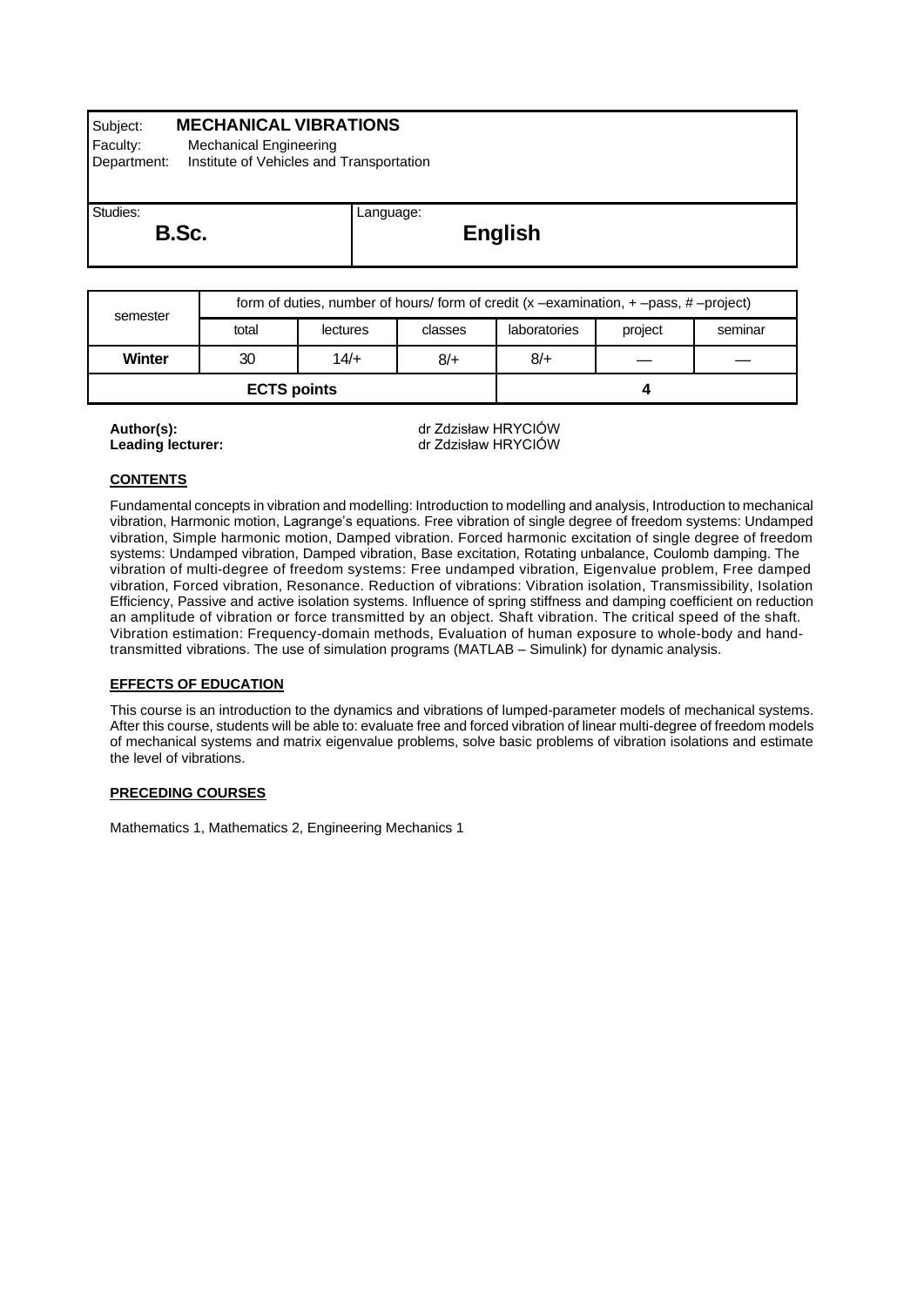| | |
|---|---|
| Subject: **MECHANICAL VIBRATIONS** | |
| Faculty: Mechanical Engineering | |
| Department: Institute of Vehicles and Transportation | |
| Studies: **B.Sc.** | Language: **English** |

| semester | form of duties, number of hours/ form of credit (x –examination, + –pass, # –project) | | | | | |
|---|---|---|---|---|---|---|
| | total | lectures | classes | laboratories | project | seminar |
| **Winter** | 30 | 14/+ | 8/+ | 8/+ | — | — |
| **ECTS points** | | | | 4 | | |

**Author(s):** dr Zdzisław HRYCIÓW
**Leading lecturer:** dr Zdzisław HRYCIÓW

**CONTENTS**

Fundamental concepts in vibration and modelling: Introduction to modelling and analysis, Introduction to mechanical vibration, Harmonic motion, Lagrange's equations. Free vibration of single degree of freedom systems: Undamped vibration, Simple harmonic motion, Damped vibration. Forced harmonic excitation of single degree of freedom systems: Undamped vibration, Damped vibration, Base excitation, Rotating unbalance, Coulomb damping. The vibration of multi-degree of freedom systems: Free undamped vibration, Eigenvalue problem, Free damped vibration, Forced vibration, Resonance. Reduction of vibrations: Vibration isolation, Transmissibility, Isolation Efficiency, Passive and active isolation systems. Influence of spring stiffness and damping coefficient on reduction an amplitude of vibration or force transmitted by an object. Shaft vibration. The critical speed of the shaft. Vibration estimation: Frequency-domain methods, Evaluation of human exposure to whole-body and hand-transmitted vibrations. The use of simulation programs (MATLAB – Simulink) for dynamic analysis.

**EFFECTS OF EDUCATION**

This course is an introduction to the dynamics and vibrations of lumped-parameter models of mechanical systems. After this course, students will be able to: evaluate free and forced vibration of linear multi-degree of freedom models of mechanical systems and matrix eigenvalue problems, solve basic problems of vibration isolations and estimate the level of vibrations.

**PRECEDING COURSES**

Mathematics 1, Mathematics 2, Engineering Mechanics 1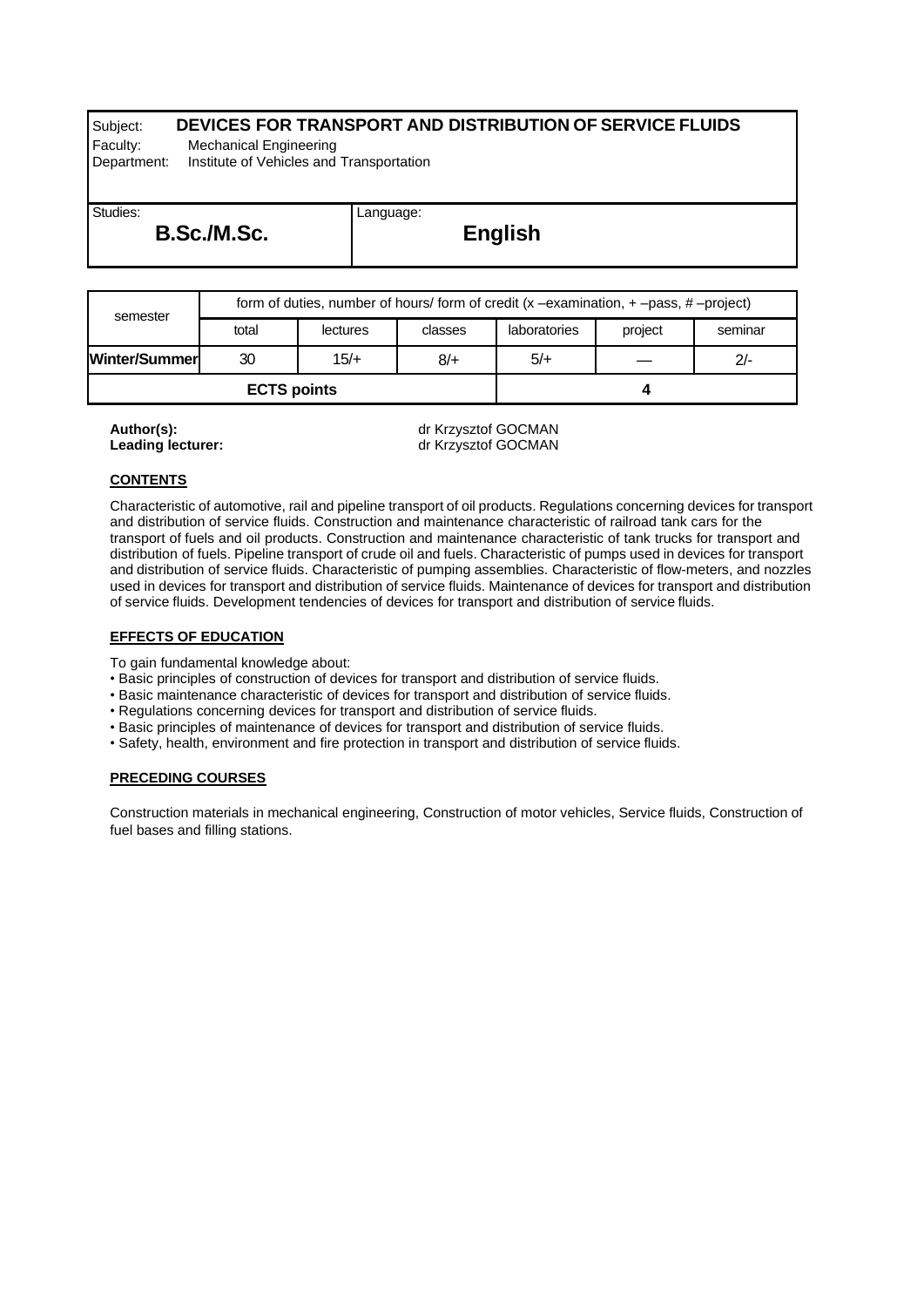Subject: **DEVICES FOR TRANSPORT AND DISTRIBUTION OF SERVICE FLUIDS**
Faculty: Mechanical Engineering
Department: Institute of Vehicles and Transportation

| Studies: | Language: |
|---|---|
| **B.Sc./M.Sc.** | **English** |

| semester | form of duties, number of hours/ form of credit (x –examination, + –pass, # –project) | | | | | |
|---|---|---|---|---|---|---|
| | total | lectures | classes | laboratories | project | seminar |
| **Winter/Summer** | 30 | 15/+ | 8/+ | 5/+ | — | 2/- |
| **ECTS points** | | | | **4** | | |

**Author(s):** dr Krzysztof GOCMAN
**Leading lecturer:** dr Krzysztof GOCMAN

## CONTENTS

Characteristic of automotive, rail and pipeline transport of oil products. Regulations concerning devices for transport and distribution of service fluids. Construction and maintenance characteristic of railroad tank cars for the transport of fuels and oil products. Construction and maintenance characteristic of tank trucks for transport and distribution of fuels. Pipeline transport of crude oil and fuels. Characteristic of pumps used in devices for transport and distribution of service fluids. Characteristic of pumping assemblies. Characteristic of flow-meters, and nozzles used in devices for transport and distribution of service fluids. Maintenance of devices for transport and distribution of service fluids. Development tendencies of devices for transport and distribution of service fluids.

## EFFECTS OF EDUCATION

To gain fundamental knowledge about:

- Basic principles of construction of devices for transport and distribution of service fluids.
- Basic maintenance characteristic of devices for transport and distribution of service fluids.
- Regulations concerning devices for transport and distribution of service fluids.
- Basic principles of maintenance of devices for transport and distribution of service fluids.
- Safety, health, environment and fire protection in transport and distribution of service fluids.

## PRECEDING COURSES

Construction materials in mechanical engineering, Construction of motor vehicles, Service fluids, Construction of fuel bases and filling stations.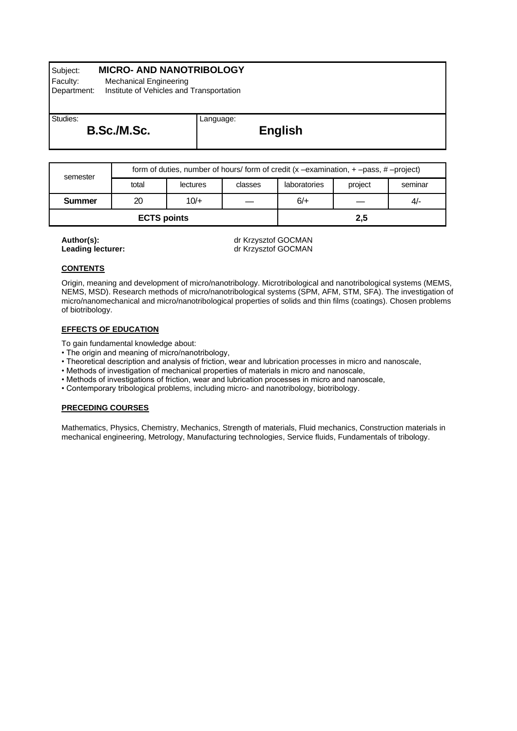Subject: **MICRO- AND NANOTRIBOLOGY**
Faculty: Mechanical Engineering
Department: Institute of Vehicles and Transportation

| Studies: | Language: |
|---|---|
| **B.Sc./M.Sc.** | **English** |

| semester | form of duties, number of hours/ form of credit (x –examination, + –pass, # –project) | | | | | |
|---|---|---|---|---|---|---|
| | total | lectures | classes | laboratories | project | seminar |
| **Summer** | 20 | 10/+ | — | 6/+ | — | 4/- |
| **ECTS points** | | | | **2,5** | | |

**Author(s):** dr Krzysztof GOCMAN
**Leading lecturer:** dr Krzysztof GOCMAN

**CONTENTS**

Origin, meaning and development of micro/nanotribology. Microtribological and nanotribological systems (MEMS, NEMS, MSD). Research methods of micro/nanotribological systems (SPM, AFM, STM, SFA). The investigation of micro/nanomechanical and micro/nanotribological properties of solids and thin films (coatings). Chosen problems of biotribology.

**EFFECTS OF EDUCATION**

To gain fundamental knowledge about:
- The origin and meaning of micro/nanotribology,
- Theoretical description and analysis of friction, wear and lubrication processes in micro and nanoscale,
- Methods of investigation of mechanical properties of materials in micro and nanoscale,
- Methods of investigations of friction, wear and lubrication processes in micro and nanoscale,
- Contemporary tribological problems, including micro- and nanotribology, biotribology.

**PRECEDING COURSES**

Mathematics, Physics, Chemistry, Mechanics, Strength of materials, Fluid mechanics, Construction materials in mechanical engineering, Metrology, Manufacturing technologies, Service fluids, Fundamentals of tribology.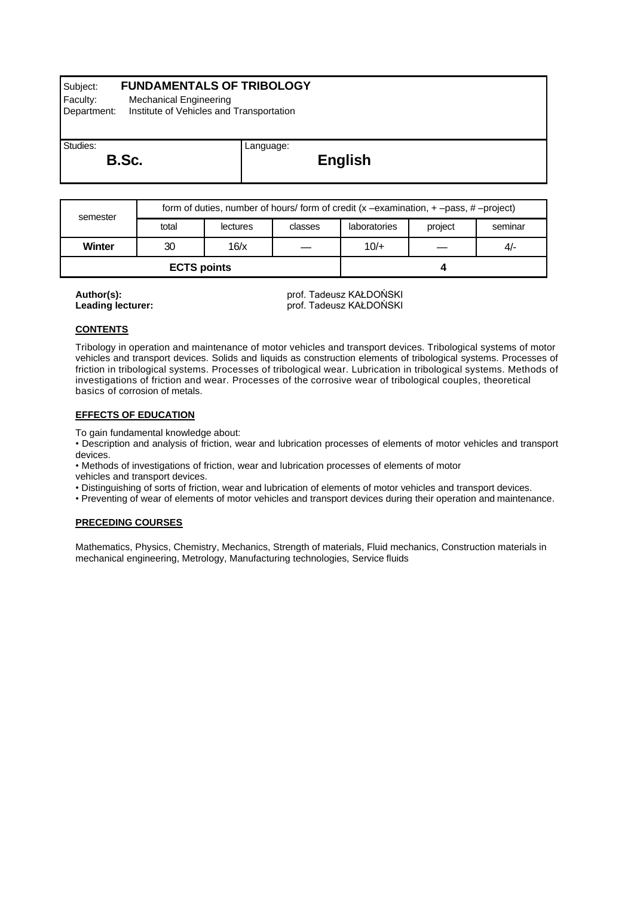| | |
|---|---|
| Subject: | **FUNDAMENTALS OF TRIBOLOGY** |
| Faculty: | Mechanical Engineering |
| Department: | Institute of Vehicles and Transportation |

| Studies: | Language: |
|---|---|
| **B.Sc.** | **English** |

| semester | form of duties, number of hours/ form of credit (x –examination, + –pass, # –project) | | | | | |
|---|---|---|---|---|---|---|
| | total | lectures | classes | laboratories | project | seminar |
| **Winter** | 30 | 16/x | — | 10/+ | — | 4/- |
| **ECTS points** | | | | **4** | | |

**Author(s):** prof. Tadeusz KAŁDOŃSKI
**Leading lecturer:** prof. Tadeusz KAŁDOŃSKI

**CONTENTS**

Tribology in operation and maintenance of motor vehicles and transport devices. Tribological systems of motor vehicles and transport devices. Solids and liquids as construction elements of tribological systems. Processes of friction in tribological systems. Processes of tribological wear. Lubrication in tribological systems. Methods of investigations of friction and wear. Processes of the corrosive wear of tribological couples, theoretical basics of corrosion of metals.

**EFFECTS OF EDUCATION**

To gain fundamental knowledge about:

- Description and analysis of friction, wear and lubrication processes of elements of motor vehicles and transport devices.
- Methods of investigations of friction, wear and lubrication processes of elements of motor vehicles and transport devices.
- Distinguishing of sorts of friction, wear and lubrication of elements of motor vehicles and transport devices.
- Preventing of wear of elements of motor vehicles and transport devices during their operation and maintenance.

**PRECEDING COURSES**

Mathematics, Physics, Chemistry, Mechanics, Strength of materials, Fluid mechanics, Construction materials in mechanical engineering, Metrology, Manufacturing technologies, Service fluids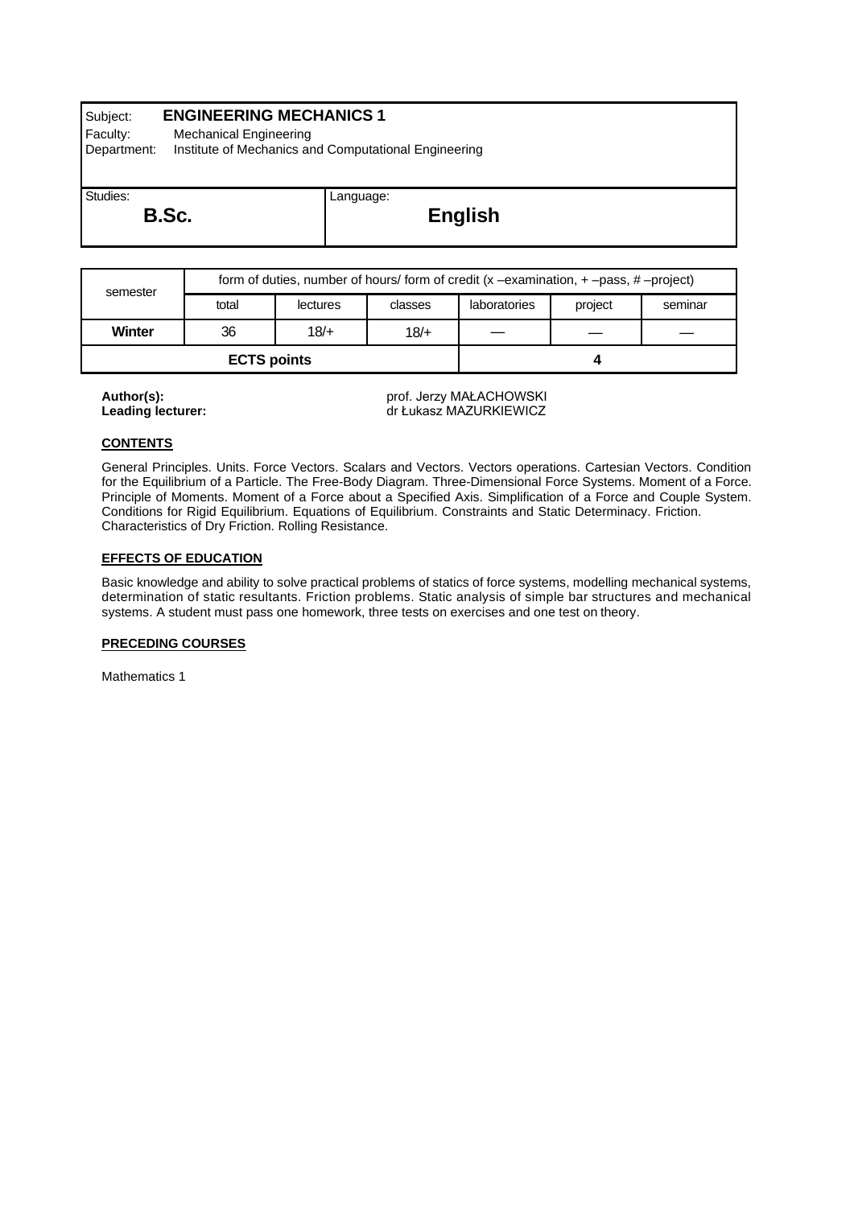| | |
|---|---|
| Subject: | **ENGINEERING MECHANICS 1** |
| Faculty: | Mechanical Engineering |
| Department: | Institute of Mechanics and Computational Engineering |

| Studies: | Language: |
|---|---|
| **B.Sc.** | **English** |

| semester | form of duties, number of hours/ form of credit (x –examination, + –pass, # –project) | | | | | |
|---|---|---|---|---|---|---|
| | total | lectures | classes | laboratories | project | seminar |
| **Winter** | 36 | 18/+ | 18/+ | — | — | — |
| **ECTS points** | | | | **4** | | |

**Author(s):** prof. Jerzy MAŁACHOWSKI
**Leading lecturer:** dr Łukasz MAZURKIEWICZ

**CONTENTS**

General Principles. Units. Force Vectors. Scalars and Vectors. Vectors operations. Cartesian Vectors. Condition for the Equilibrium of a Particle. The Free-Body Diagram. Three-Dimensional Force Systems. Moment of a Force. Principle of Moments. Moment of a Force about a Specified Axis. Simplification of a Force and Couple System. Conditions for Rigid Equilibrium. Equations of Equilibrium. Constraints and Static Determinacy. Friction. Characteristics of Dry Friction. Rolling Resistance.

**EFFECTS OF EDUCATION**

Basic knowledge and ability to solve practical problems of statics of force systems, modelling mechanical systems, determination of static resultants. Friction problems. Static analysis of simple bar structures and mechanical systems. A student must pass one homework, three tests on exercises and one test on theory.

**PRECEDING COURSES**

Mathematics 1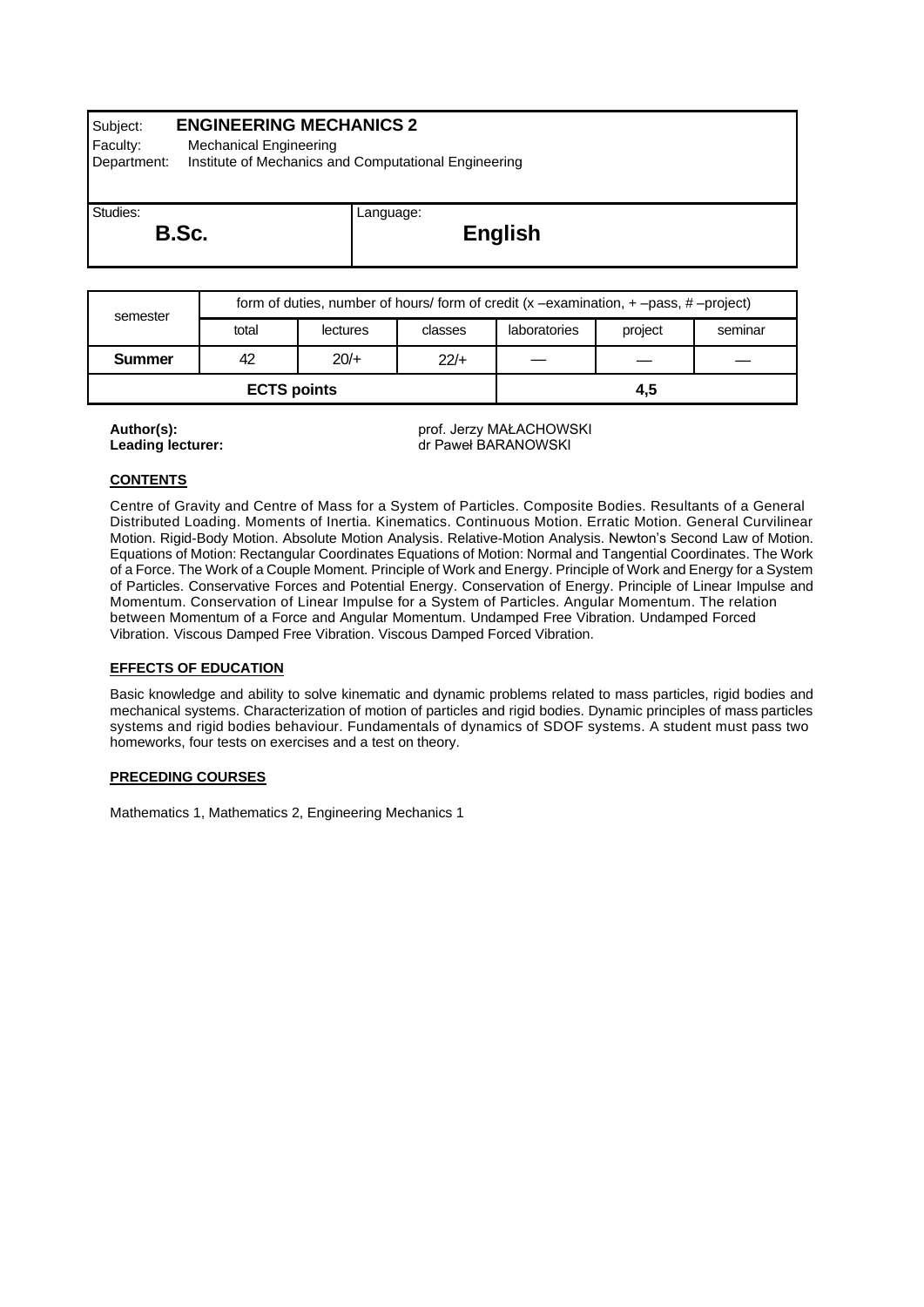| | |
|---|---|
| Subject: **ENGINEERING MECHANICS 2** | |
| Faculty: Mechanical Engineering | |
| Department: Institute of Mechanics and Computational Engineering | |
| Studies: **B.Sc.** | Language: **English** |

| semester | form of duties, number of hours/ form of credit (x –examination, + –pass, # –project) | | | | | |
|---|---|---|---|---|---|---|
| | total | lectures | classes | laboratories | project | seminar |
| **Summer** | 42 | 20/+ | 22/+ | — | — | — |
| **ECTS points** | | | | **4,5** | | |

**Author(s):** prof. Jerzy MAŁACHOWSKI
**Leading lecturer:** dr Paweł BARANOWSKI

**CONTENTS**

Centre of Gravity and Centre of Mass for a System of Particles. Composite Bodies. Resultants of a General Distributed Loading. Moments of Inertia. Kinematics. Continuous Motion. Erratic Motion. General Curvilinear Motion. Rigid-Body Motion. Absolute Motion Analysis. Relative-Motion Analysis. Newton's Second Law of Motion. Equations of Motion: Rectangular Coordinates Equations of Motion: Normal and Tangential Coordinates. The Work of a Force. The Work of a Couple Moment. Principle of Work and Energy. Principle of Work and Energy for a System of Particles. Conservative Forces and Potential Energy. Conservation of Energy. Principle of Linear Impulse and Momentum. Conservation of Linear Impulse for a System of Particles. Angular Momentum. The relation between Momentum of a Force and Angular Momentum. Undamped Free Vibration. Undamped Forced Vibration. Viscous Damped Free Vibration. Viscous Damped Forced Vibration.

**EFFECTS OF EDUCATION**

Basic knowledge and ability to solve kinematic and dynamic problems related to mass particles, rigid bodies and mechanical systems. Characterization of motion of particles and rigid bodies. Dynamic principles of mass particles systems and rigid bodies behaviour. Fundamentals of dynamics of SDOF systems. A student must pass two homeworks, four tests on exercises and a test on theory.

**PRECEDING COURSES**

Mathematics 1, Mathematics 2, Engineering Mechanics 1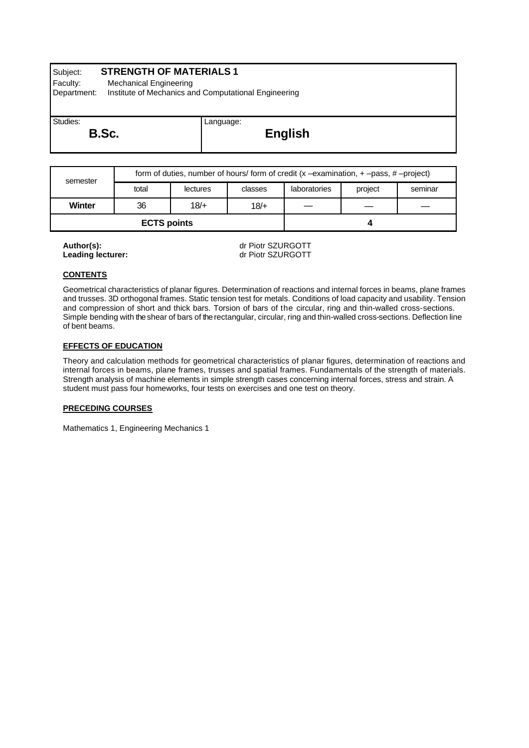| | |
|---|---|
| Subject: **STRENGTH OF MATERIALS 1**<br>Faculty: Mechanical Engineering<br>Department: Institute of Mechanics and Computational Engineering | |
| Studies: **B.Sc.** | Language: **English** |

| semester | form of duties, number of hours/ form of credit (x –examination, + –pass, # –project) | | | | | |
|---|---|---|---|---|---|---|
| | total | lectures | classes | laboratories | project | seminar |
| **Winter** | 36 | 18/+ | 18/+ | — | — | — |
| **ECTS points** | | | | 4 | | |

**Author(s):** dr Piotr SZURGOTT
**Leading lecturer:** dr Piotr SZURGOTT

**CONTENTS**

Geometrical characteristics of planar figures. Determination of reactions and internal forces in beams, plane frames and trusses. 3D orthogonal frames. Static tension test for metals. Conditions of load capacity and usability. Tension and compression of short and thick bars. Torsion of bars of the circular, ring and thin-walled cross-sections. Simple bending with the shear of bars of the rectangular, circular, ring and thin-walled cross-sections. Deflection line of bent beams.

**EFFECTS OF EDUCATION**

Theory and calculation methods for geometrical characteristics of planar figures, determination of reactions and internal forces in beams, plane frames, trusses and spatial frames. Fundamentals of the strength of materials. Strength analysis of machine elements in simple strength cases concerning internal forces, stress and strain. A student must pass four homeworks, four tests on exercises and one test on theory.

**PRECEDING COURSES**

Mathematics 1, Engineering Mechanics 1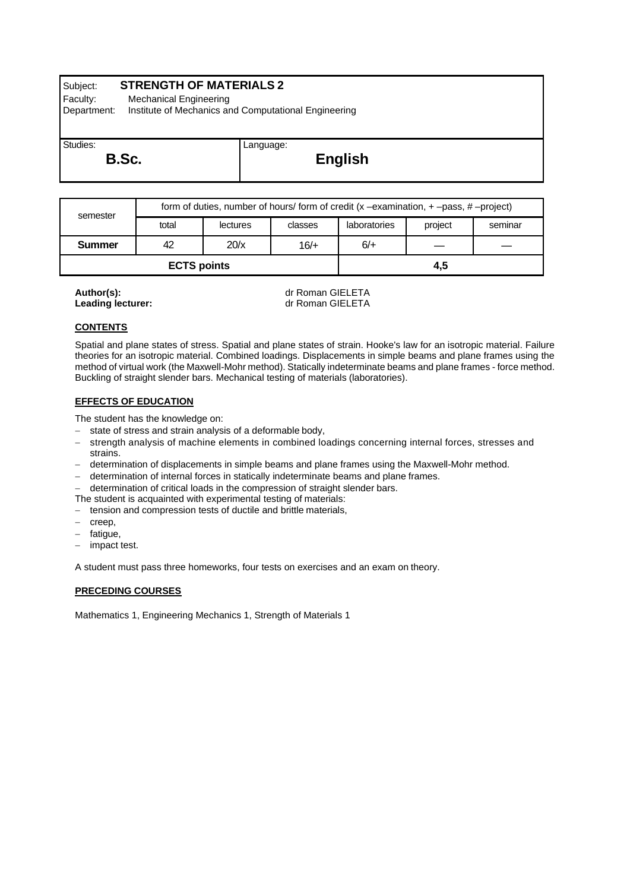| | |
|---|---|
| Subject: **STRENGTH OF MATERIALS 2** | |
| Faculty: Mechanical Engineering | |
| Department: Institute of Mechanics and Computational Engineering | |
| Studies: **B.Sc.** | Language: **English** |

| semester | form of duties, number of hours/ form of credit (x –examination, + –pass, # –project) | | | | | |
|---|---|---|---|---|---|---|
| | total | lectures | classes | laboratories | project | seminar |
| **Summer** | 42 | 20/x | 16/+ | 6/+ | — | — |
| **ECTS points** | | | | **4,5** | | |

**Author(s):** dr Roman GIELETA
**Leading lecturer:** dr Roman GIELETA

## CONTENTS

Spatial and plane states of stress. Spatial and plane states of strain. Hooke's law for an isotropic material. Failure theories for an isotropic material. Combined loadings. Displacements in simple beams and plane frames using the method of virtual work (the Maxwell-Mohr method). Statically indeterminate beams and plane frames - force method. Buckling of straight slender bars. Mechanical testing of materials (laboratories).

## EFFECTS OF EDUCATION

The student has the knowledge on:

- state of stress and strain analysis of a deformable body,
- strength analysis of machine elements in combined loadings concerning internal forces, stresses and strains.
- determination of displacements in simple beams and plane frames using the Maxwell-Mohr method.
- determination of internal forces in statically indeterminate beams and plane frames.
- determination of critical loads in the compression of straight slender bars.

The student is acquainted with experimental testing of materials:

- tension and compression tests of ductile and brittle materials,
- creep,
- fatigue,
- impact test.

A student must pass three homeworks, four tests on exercises and an exam on theory.

## PRECEDING COURSES

Mathematics 1, Engineering Mechanics 1, Strength of Materials 1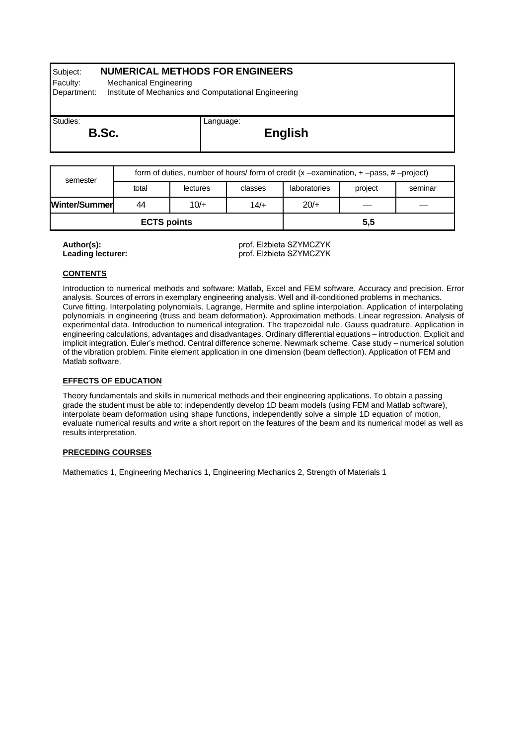| | |
|---|---|
| Subject: | **NUMERICAL METHODS FOR ENGINEERS** |
| Faculty: | Mechanical Engineering |
| Department: | Institute of Mechanics and Computational Engineering |

| Studies: | Language: |
|---|---|
| **B.Sc.** | **English** |

| semester | form of duties, number of hours/ form of credit (x –examination, + –pass, # –project) | | | | | |
|---|---|---|---|---|---|---|
| | total | lectures | classes | laboratories | project | seminar |
| **Winter/Summer** | 44 | 10/+ | 14/+ | 20/+ | — | — |
| **ECTS points** | | | | **5,5** | | |

**Author(s):** prof. Elżbieta SZYMCZYK
**Leading lecturer:** prof. Elżbieta SZYMCZYK

## CONTENTS

Introduction to numerical methods and software: Matlab, Excel and FEM software. Accuracy and precision. Error analysis. Sources of errors in exemplary engineering analysis. Well and ill-conditioned problems in mechanics. Curve fitting. Interpolating polynomials. Lagrange, Hermite and spline interpolation. Application of interpolating polynomials in engineering (truss and beam deformation). Approximation methods. Linear regression. Analysis of experimental data. Introduction to numerical integration. The trapezoidal rule. Gauss quadrature. Application in engineering calculations, advantages and disadvantages. Ordinary differential equations – introduction. Explicit and implicit integration. Euler's method. Central difference scheme. Newmark scheme. Case study – numerical solution of the vibration problem. Finite element application in one dimension (beam deflection). Application of FEM and Matlab software.

## EFFECTS OF EDUCATION

Theory fundamentals and skills in numerical methods and their engineering applications. To obtain a passing grade the student must be able to: independently develop 1D beam models (using FEM and Matlab software), interpolate beam deformation using shape functions, independently solve a simple 1D equation of motion, evaluate numerical results and write a short report on the features of the beam and its numerical model as well as results interpretation.

## PRECEDING COURSES

Mathematics 1, Engineering Mechanics 1, Engineering Mechanics 2, Strength of Materials 1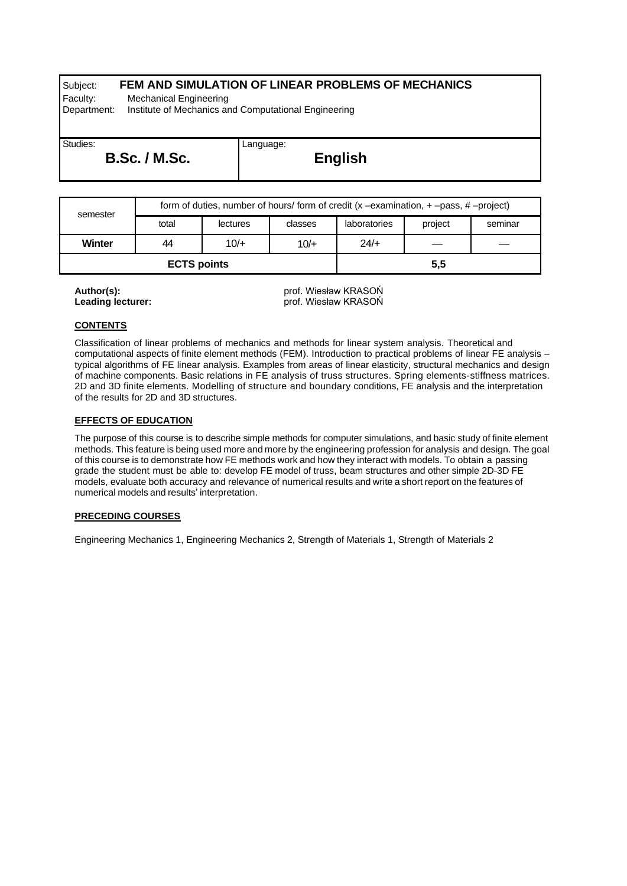| Subject: | **FEM AND SIMULATION OF LINEAR PROBLEMS OF MECHANICS** |
|---|---|
| Faculty: | Mechanical Engineering |
| Department: | Institute of Mechanics and Computational Engineering |

| Studies: | Language: |
|---|---|
| **B.Sc. / M.Sc.** | **English** |

| semester | form of duties, number of hours/ form of credit (x –examination, + –pass, # –project) | | | | | |
|---|---|---|---|---|---|---|
| | total | lectures | classes | laboratories | project | seminar |
| **Winter** | 44 | 10/+ | 10/+ | 24/+ | — | — |
| **ECTS points** | | | | **5,5** | | |

**Author(s):** prof. Wiesław KRASOŃ
**Leading lecturer:** prof. Wiesław KRASOŃ

**CONTENTS**

Classification of linear problems of mechanics and methods for linear system analysis. Theoretical and computational aspects of finite element methods (FEM). Introduction to practical problems of linear FE analysis – typical algorithms of FE linear analysis. Examples from areas of linear elasticity, structural mechanics and design of machine components. Basic relations in FE analysis of truss structures. Spring elements-stiffness matrices. 2D and 3D finite elements. Modelling of structure and boundary conditions, FE analysis and the interpretation of the results for 2D and 3D structures.

**EFFECTS OF EDUCATION**

The purpose of this course is to describe simple methods for computer simulations, and basic study of finite element methods. This feature is being used more and more by the engineering profession for analysis and design. The goal of this course is to demonstrate how FE methods work and how they interact with models. To obtain a passing grade the student must be able to: develop FE model of truss, beam structures and other simple 2D-3D FE models, evaluate both accuracy and relevance of numerical results and write a short report on the features of numerical models and results' interpretation.

**PRECEDING COURSES**

Engineering Mechanics 1, Engineering Mechanics 2, Strength of Materials 1, Strength of Materials 2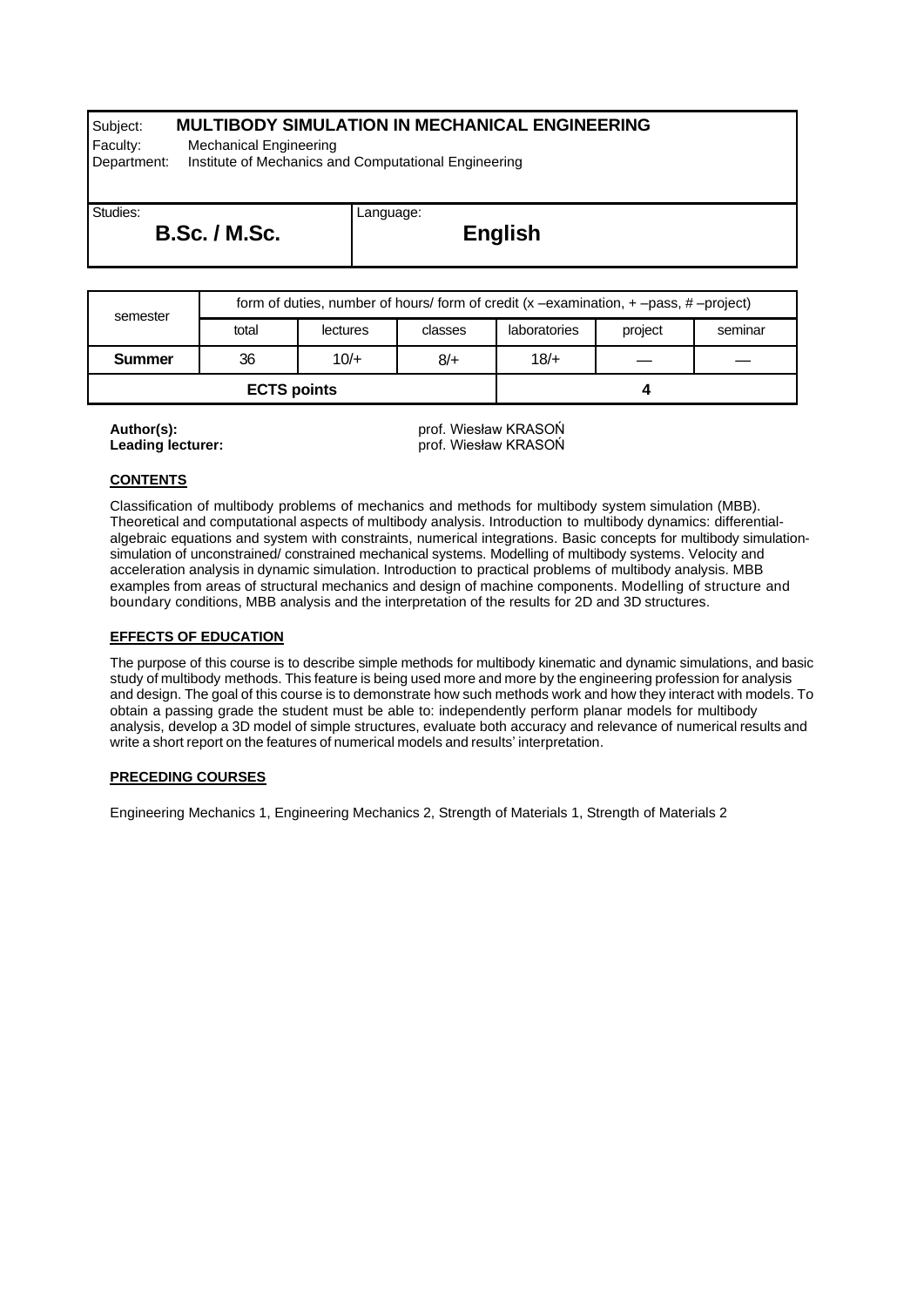Subject: **MULTIBODY SIMULATION IN MECHANICAL ENGINEERING**
Faculty: Mechanical Engineering
Department: Institute of Mechanics and Computational Engineering

| Studies: | Language: |
|---|---|
| **B.Sc. / M.Sc.** | **English** |

| semester | form of duties, number of hours/ form of credit (x –examination, + –pass, # –project) | | | | | |
|---|---|---|---|---|---|---|
| | total | lectures | classes | laboratories | project | seminar |
| **Summer** | 36 | 10/+ | 8/+ | 18/+ | — | — |
| **ECTS points** | | | | 4 | | |

**Author(s):** prof. Wiesław KRASOŃ
**Leading lecturer:** prof. Wiesław KRASOŃ

**CONTENTS**

Classification of multibody problems of mechanics and methods for multibody system simulation (MBB). Theoretical and computational aspects of multibody analysis. Introduction to multibody dynamics: differential-algebraic equations and system with constraints, numerical integrations. Basic concepts for multibody simulation-simulation of unconstrained/ constrained mechanical systems. Modelling of multibody systems. Velocity and acceleration analysis in dynamic simulation. Introduction to practical problems of multibody analysis. MBB examples from areas of structural mechanics and design of machine components. Modelling of structure and boundary conditions, MBB analysis and the interpretation of the results for 2D and 3D structures.

**EFFECTS OF EDUCATION**

The purpose of this course is to describe simple methods for multibody kinematic and dynamic simulations, and basic study of multibody methods. This feature is being used more and more by the engineering profession for analysis and design. The goal of this course is to demonstrate how such methods work and how they interact with models. To obtain a passing grade the student must be able to: independently perform planar models for multibody analysis, develop a 3D model of simple structures, evaluate both accuracy and relevance of numerical results and write a short report on the features of numerical models and results' interpretation.

**PRECEDING COURSES**

Engineering Mechanics 1, Engineering Mechanics 2, Strength of Materials 1, Strength of Materials 2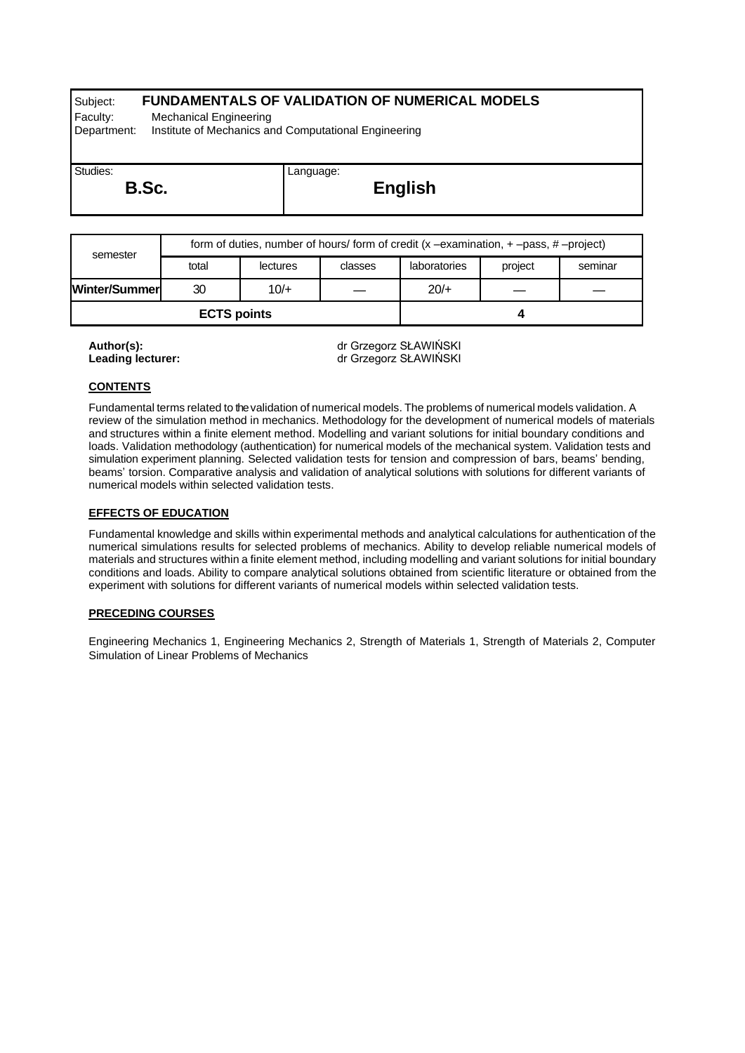| | |
|---|---|
| Subject: **FUNDAMENTALS OF VALIDATION OF NUMERICAL MODELS** | |
| Faculty: Mechanical Engineering | |
| Department: Institute of Mechanics and Computational Engineering | |
| Studies: **B.Sc.** | Language: **English** |

| semester | form of duties, number of hours/ form of credit (x –examination, + –pass, # –project) | | | | | |
|---|---|---|---|---|---|---|
| | total | lectures | classes | laboratories | project | seminar |
| **Winter/Summer** | 30 | 10/+ | — | 20/+ | — | — |
| **ECTS points** | | | | **4** | | |

**Author(s):** dr Grzegorz SŁAWIŃSKI
**Leading lecturer:** dr Grzegorz SŁAWIŃSKI

## CONTENTS

Fundamental terms related to the validation of numerical models. The problems of numerical models validation. A review of the simulation method in mechanics. Methodology for the development of numerical models of materials and structures within a finite element method. Modelling and variant solutions for initial boundary conditions and loads. Validation methodology (authentication) for numerical models of the mechanical system. Validation tests and simulation experiment planning. Selected validation tests for tension and compression of bars, beams' bending, beams' torsion. Comparative analysis and validation of analytical solutions with solutions for different variants of numerical models within selected validation tests.

## EFFECTS OF EDUCATION

Fundamental knowledge and skills within experimental methods and analytical calculations for authentication of the numerical simulations results for selected problems of mechanics. Ability to develop reliable numerical models of materials and structures within a finite element method, including modelling and variant solutions for initial boundary conditions and loads. Ability to compare analytical solutions obtained from scientific literature or obtained from the experiment with solutions for different variants of numerical models within selected validation tests.

## PRECEDING COURSES

Engineering Mechanics 1, Engineering Mechanics 2, Strength of Materials 1, Strength of Materials 2, Computer Simulation of Linear Problems of Mechanics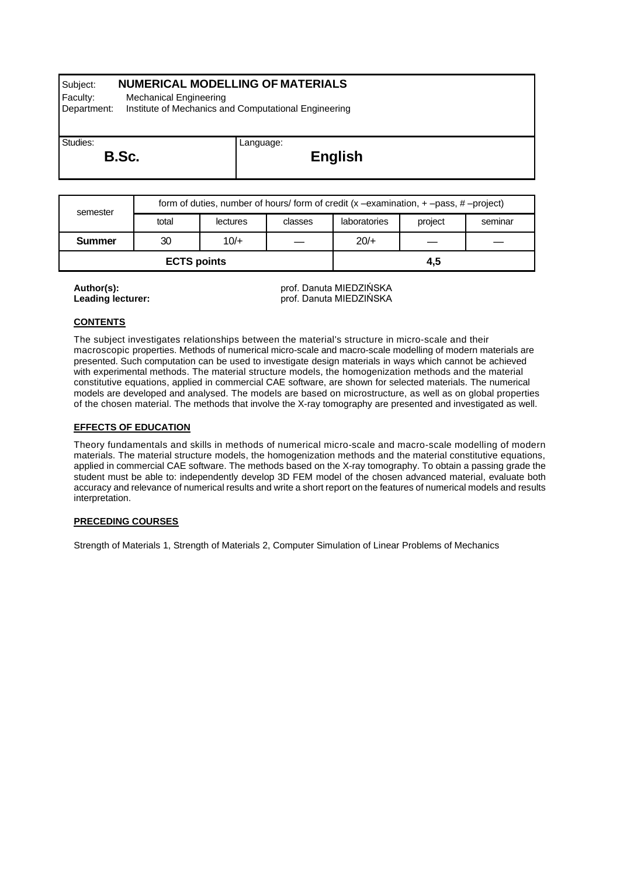Subject: **NUMERICAL MODELLING OF MATERIALS**
Faculty: Mechanical Engineering
Department: Institute of Mechanics and Computational Engineering

| Studies: | Language: |
|---|---|
| **B.Sc.** | **English** |

| semester | form of duties, number of hours/ form of credit (x –examination, + –pass, # –project) | | | | | |
|---|---|---|---|---|---|---|
| | total | lectures | classes | laboratories | project | seminar |
| **Summer** | 30 | 10/+ | — | 20/+ | — | — |
| **ECTS points** | | | | **4,5** | | |

**Author(s):** prof. Danuta MIEDZIŃSKA
**Leading lecturer:** prof. Danuta MIEDZIŃSKA

**CONTENTS**

The subject investigates relationships between the material's structure in micro-scale and their macroscopic properties. Methods of numerical micro-scale and macro-scale modelling of modern materials are presented. Such computation can be used to investigate design materials in ways which cannot be achieved with experimental methods. The material structure models, the homogenization methods and the material constitutive equations, applied in commercial CAE software, are shown for selected materials. The numerical models are developed and analysed. The models are based on microstructure, as well as on global properties of the chosen material. The methods that involve the X-ray tomography are presented and investigated as well.

**EFFECTS OF EDUCATION**

Theory fundamentals and skills in methods of numerical micro-scale and macro-scale modelling of modern materials. The material structure models, the homogenization methods and the material constitutive equations, applied in commercial CAE software. The methods based on the X-ray tomography. To obtain a passing grade the student must be able to: independently develop 3D FEM model of the chosen advanced material, evaluate both accuracy and relevance of numerical results and write a short report on the features of numerical models and results interpretation.

**PRECEDING COURSES**

Strength of Materials 1, Strength of Materials 2, Computer Simulation of Linear Problems of Mechanics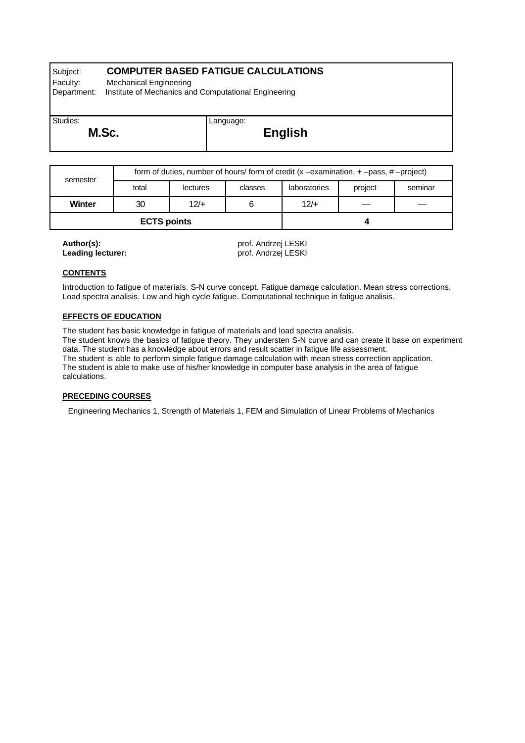Subject: **COMPUTER BASED FATIGUE CALCULATIONS**
Faculty: Mechanical Engineering
Department: Institute of Mechanics and Computational Engineering

| Studies: | Language: |
|---|---|
| **M.Sc.** | **English** |

| semester | form of duties, number of hours/ form of credit (x –examination, + –pass, # –project) | | | | | |
|---|---|---|---|---|---|---|
| | total | lectures | classes | laboratories | project | seminar |
| **Winter** | 30 | 12/+ | 6 | 12/+ | — | — |
| **ECTS points** | | | | **4** | | |

**Author(s):** prof. Andrzej LESKI
**Leading lecturer:** prof. Andrzej LESKI

**CONTENTS**

Introduction to fatigue of materials. S-N curve concept. Fatigue damage calculation. Mean stress corrections. Load spectra analisis. Low and high cycle fatigue. Computational technique in fatigue analisis.

**EFFECTS OF EDUCATION**

The student has basic knowledge in fatigue of materials and load spectra analisis.
The student knows the basics of fatigue theory. They understen S-N curve and can create it base on experiment data. The student has a knowledge about errors and result scatter in fatigue life assessment.
The student is able to perform simple fatigue damage calculation with mean stress correction application.
The student is able to make use of his/her knowledge in computer base analysis in the area of fatigue calculations.

**PRECEDING COURSES**

Engineering Mechanics 1, Strength of Materials 1, FEM and Simulation of Linear Problems of Mechanics